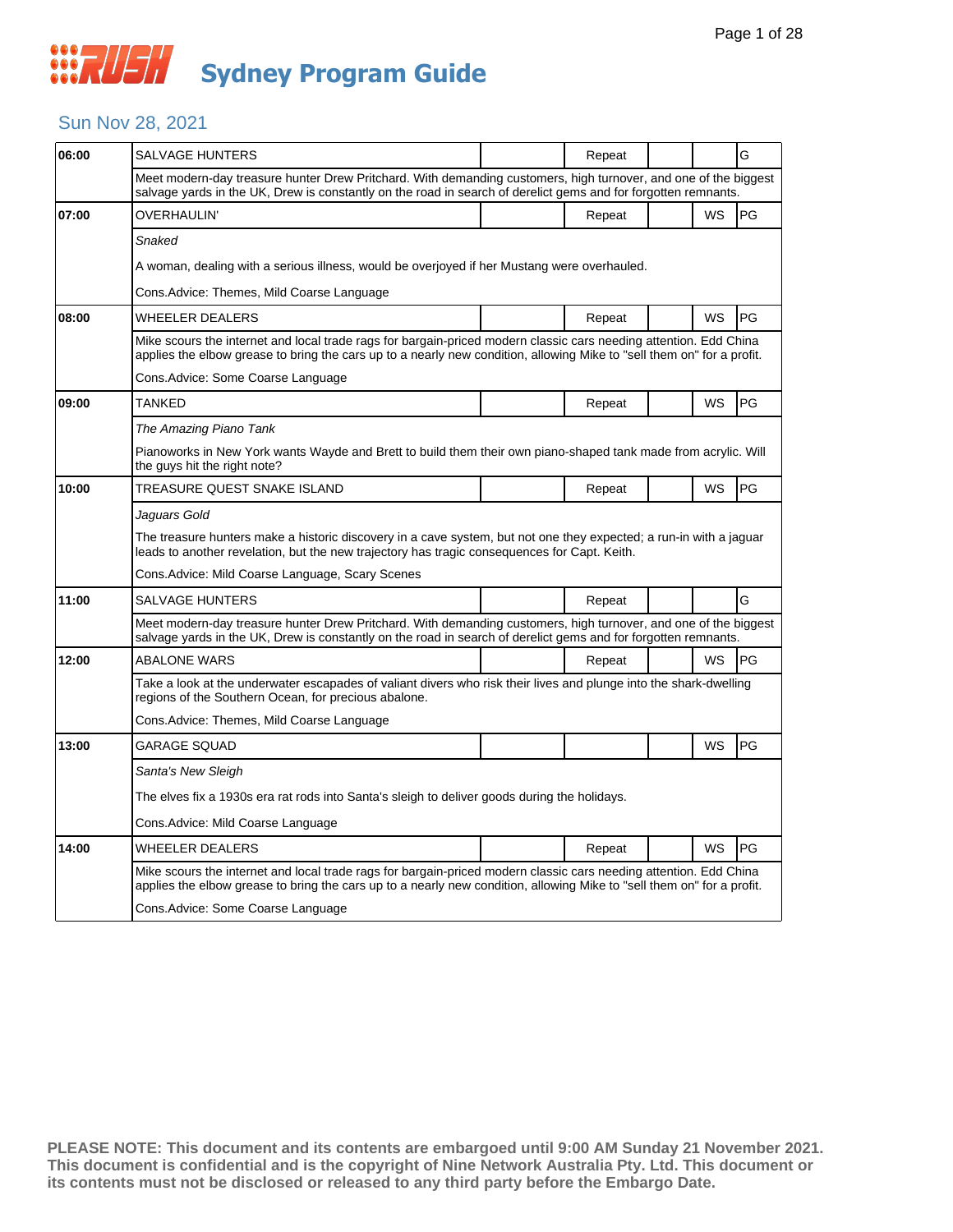# RUSH Sydney Program Guide

## Sun Nov 28, 2021

| Time | Program | | Repeat | | WS | Rating |
|---|---|---|---|---|---|---|
| 06:00 | SALVAGE HUNTERS | | Repeat | | | G |
| | Meet modern-day treasure hunter Drew Pritchard. With demanding customers, high turnover, and one of the biggest salvage yards in the UK, Drew is constantly on the road in search of derelict gems and for forgotten remnants. | | | | | |
| 07:00 | OVERHAULIN' | | Repeat | | WS | PG |
| | *Snaked*<br><br>A woman, dealing with a serious illness, would be overjoyed if her Mustang were overhauled.<br><br>Cons.Advice: Themes, Mild Coarse Language | | | | | |
| 08:00 | WHEELER DEALERS | | Repeat | | WS | PG |
| | Mike scours the internet and local trade rags for bargain-priced modern classic cars needing attention. Edd China applies the elbow grease to bring the cars up to a nearly new condition, allowing Mike to "sell them on" for a profit.<br><br>Cons.Advice: Some Coarse Language | | | | | |
| 09:00 | TANKED | | Repeat | | WS | PG |
| | *The Amazing Piano Tank*<br><br>Pianoworks in New York wants Wayde and Brett to build them their own piano-shaped tank made from acrylic. Will the guys hit the right note? | | | | | |
| 10:00 | TREASURE QUEST SNAKE ISLAND | | Repeat | | WS | PG |
| | *Jaguars Gold*<br><br>The treasure hunters make a historic discovery in a cave system, but not one they expected; a run-in with a jaguar leads to another revelation, but the new trajectory has tragic consequences for Capt. Keith.<br><br>Cons.Advice: Mild Coarse Language, Scary Scenes | | | | | |
| 11:00 | SALVAGE HUNTERS | | Repeat | | | G |
| | Meet modern-day treasure hunter Drew Pritchard. With demanding customers, high turnover, and one of the biggest salvage yards in the UK, Drew is constantly on the road in search of derelict gems and for forgotten remnants. | | | | | |
| 12:00 | ABALONE WARS | | Repeat | | WS | PG |
| | Take a look at the underwater escapades of valiant divers who risk their lives and plunge into the shark-dwelling regions of the Southern Ocean, for precious abalone.<br><br>Cons.Advice: Themes, Mild Coarse Language | | | | | |
| 13:00 | GARAGE SQUAD | | | | WS | PG |
| | *Santa's New Sleigh*<br><br>The elves fix a 1930s era rat rods into Santa's sleigh to deliver goods during the holidays.<br><br>Cons.Advice: Mild Coarse Language | | | | | |
| 14:00 | WHEELER DEALERS | | Repeat | | WS | PG |
| | Mike scours the internet and local trade rags for bargain-priced modern classic cars needing attention. Edd China applies the elbow grease to bring the cars up to a nearly new condition, allowing Mike to "sell them on" for a profit.<br><br>Cons.Advice: Some Coarse Language | | | | | |

**PLEASE NOTE: This document and its contents are embargoed until 9:00 AM Sunday 21 November 2021. This document is confidential and is the copyright of Nine Network Australia Pty. Ltd. This document or its contents must not be disclosed or released to any third party before the Embargo Date.**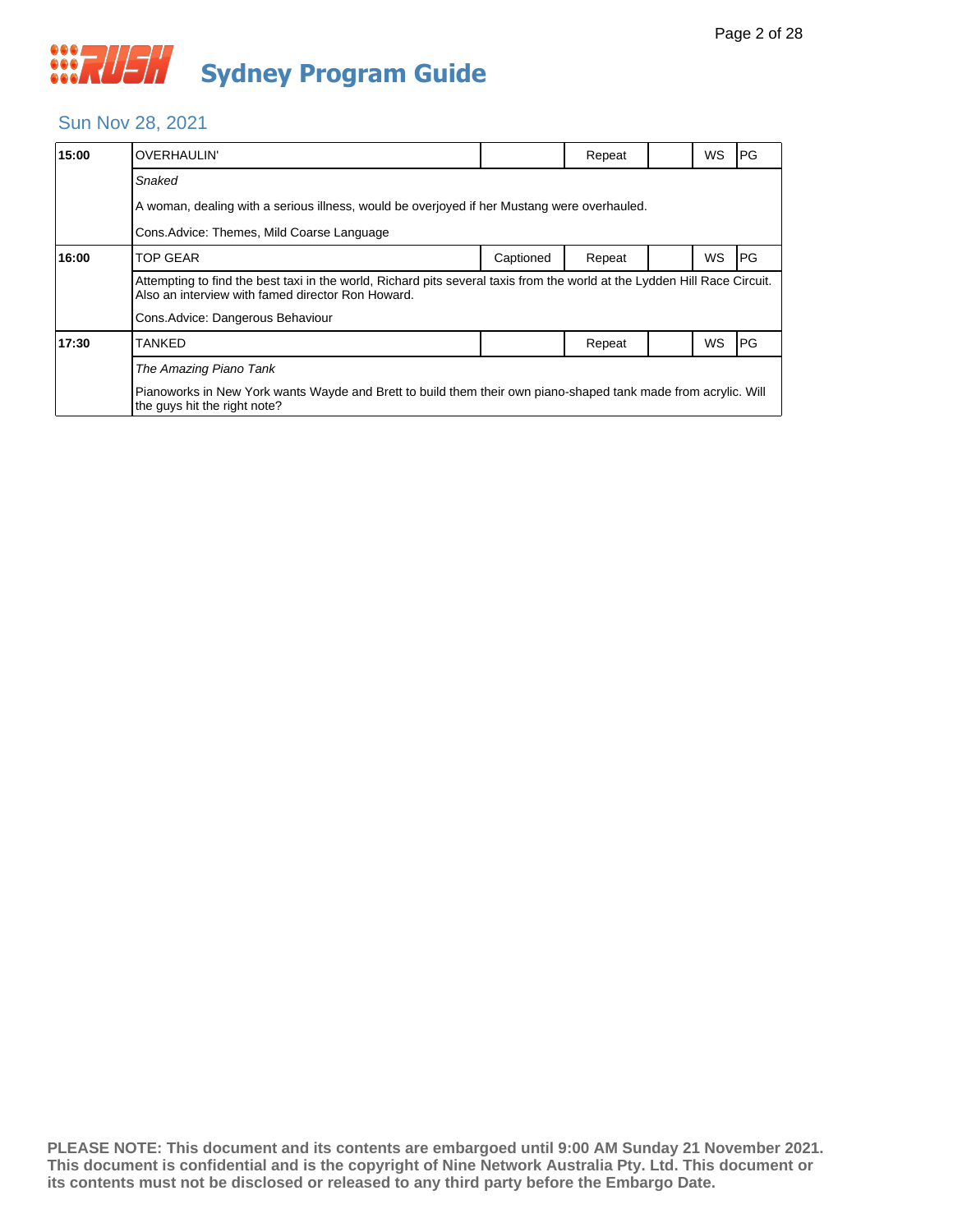# RUSH Sydney Program Guide

## Sun Nov 28, 2021

| Time | Program | Captioned | Repeat | | WS | Rating |
|---|---|---|---|---|---|---|
| **15:00** | OVERHAULIN' | | Repeat | | WS | PG |
| | *Snaked* | | | | | |
| | A woman, dealing with a serious illness, would be overjoyed if her Mustang were overhauled. | | | | | |
| | Cons.Advice: Themes, Mild Coarse Language | | | | | |
| **16:00** | TOP GEAR | Captioned | Repeat | | WS | PG |
| | Attempting to find the best taxi in the world, Richard pits several taxis from the world at the Lydden Hill Race Circuit. Also an interview with famed director Ron Howard. | | | | | |
| | Cons.Advice: Dangerous Behaviour | | | | | |
| **17:30** | TANKED | | Repeat | | WS | PG |
| | *The Amazing Piano Tank* | | | | | |
| | Pianoworks in New York wants Wayde and Brett to build them their own piano-shaped tank made from acrylic. Will the guys hit the right note? | | | | | |

**PLEASE NOTE: This document and its contents are embargoed until 9:00 AM Sunday 21 November 2021. This document is confidential and is the copyright of Nine Network Australia Pty. Ltd. This document or its contents must not be disclosed or released to any third party before the Embargo Date.**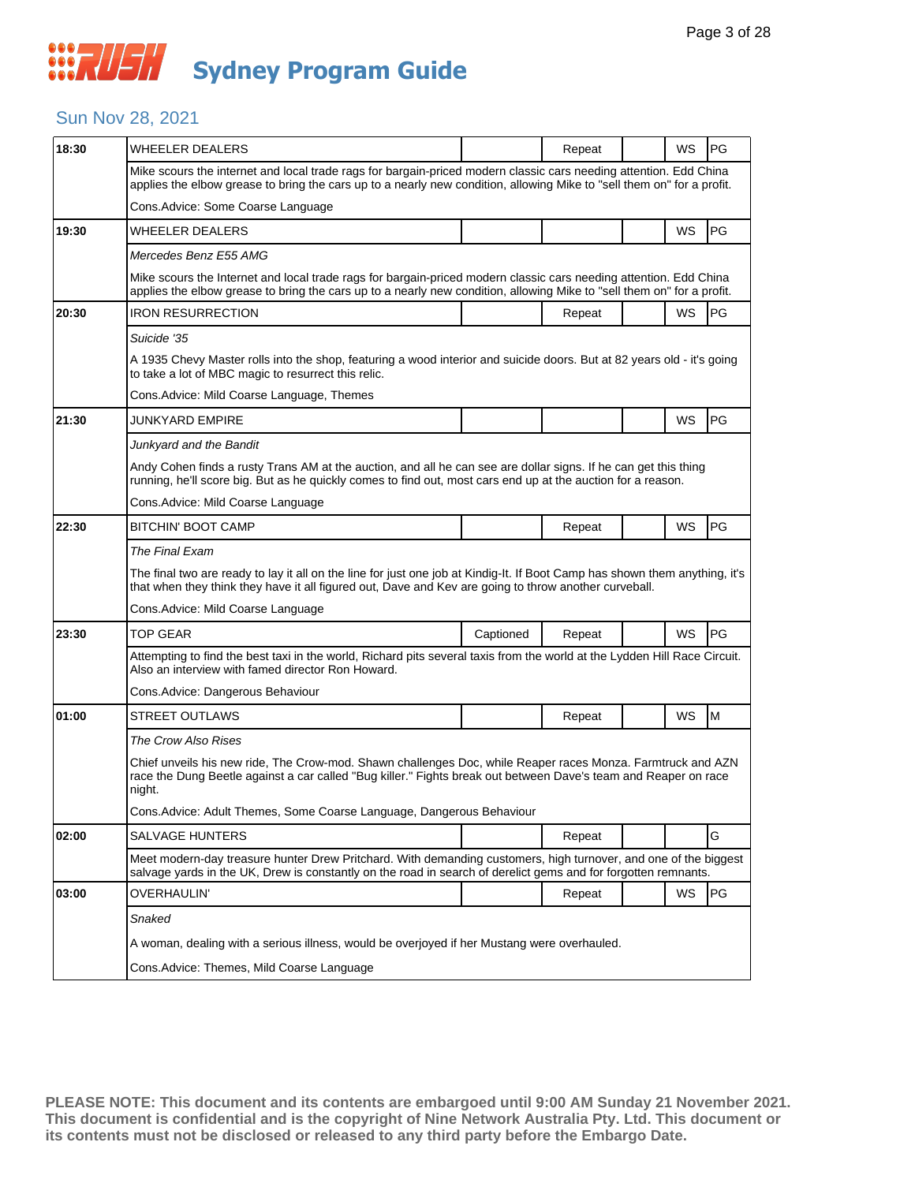# Sydney Program Guide

## Sun Nov 28, 2021

| Time | Program | Captioned | Repeat | | WS | Rating |
|---|---|---|---|---|---|---|
| 18:30 | WHEELER DEALERS | | Repeat | | WS | PG |
| | Mike scours the internet and local trade rags for bargain-priced modern classic cars needing attention. Edd China applies the elbow grease to bring the cars up to a nearly new condition, allowing Mike to "sell them on" for a profit. | | | | | |
| | Cons.Advice: Some Coarse Language | | | | | |
| 19:30 | WHEELER DEALERS | | | | WS | PG |
| | *Mercedes Benz E55 AMG* | | | | | |
| | Mike scours the Internet and local trade rags for bargain-priced modern classic cars needing attention. Edd China applies the elbow grease to bring the cars up to a nearly new condition, allowing Mike to "sell them on" for a profit. | | | | | |
| 20:30 | IRON RESURRECTION | | Repeat | | WS | PG |
| | *Suicide '35* | | | | | |
| | A 1935 Chevy Master rolls into the shop, featuring a wood interior and suicide doors. But at 82 years old - it's going to take a lot of MBC magic to resurrect this relic. | | | | | |
| | Cons.Advice: Mild Coarse Language, Themes | | | | | |
| 21:30 | JUNKYARD EMPIRE | | | | WS | PG |
| | *Junkyard and the Bandit* | | | | | |
| | Andy Cohen finds a rusty Trans AM at the auction, and all he can see are dollar signs. If he can get this thing running, he'll score big. But as he quickly comes to find out, most cars end up at the auction for a reason. | | | | | |
| | Cons.Advice: Mild Coarse Language | | | | | |
| 22:30 | BITCHIN' BOOT CAMP | | Repeat | | WS | PG |
| | *The Final Exam* | | | | | |
| | The final two are ready to lay it all on the line for just one job at Kindig-It. If Boot Camp has shown them anything, it's that when they think they have it all figured out, Dave and Kev are going to throw another curveball. | | | | | |
| | Cons.Advice: Mild Coarse Language | | | | | |
| 23:30 | TOP GEAR | Captioned | Repeat | | WS | PG |
| | Attempting to find the best taxi in the world, Richard pits several taxis from the world at the Lydden Hill Race Circuit. Also an interview with famed director Ron Howard. | | | | | |
| | Cons.Advice: Dangerous Behaviour | | | | | |
| 01:00 | STREET OUTLAWS | | Repeat | | WS | M |
| | *The Crow Also Rises* | | | | | |
| | Chief unveils his new ride, The Crow-mod. Shawn challenges Doc, while Reaper races Monza. Farmtruck and AZN race the Dung Beetle against a car called "Bug killer." Fights break out between Dave's team and Reaper on race night. | | | | | |
| | Cons.Advice: Adult Themes, Some Coarse Language, Dangerous Behaviour | | | | | |
| 02:00 | SALVAGE HUNTERS | | Repeat | | | G |
| | Meet modern-day treasure hunter Drew Pritchard. With demanding customers, high turnover, and one of the biggest salvage yards in the UK, Drew is constantly on the road in search of derelict gems and for forgotten remnants. | | | | | |
| 03:00 | OVERHAULIN' | | Repeat | | WS | PG |
| | *Snaked* | | | | | |
| | A woman, dealing with a serious illness, would be overjoyed if her Mustang were overhauled. | | | | | |
| | Cons.Advice: Themes, Mild Coarse Language | | | | | |

**PLEASE NOTE: This document and its contents are embargoed until 9:00 AM Sunday 21 November 2021. This document is confidential and is the copyright of Nine Network Australia Pty. Ltd. This document or its contents must not be disclosed or released to any third party before the Embargo Date.**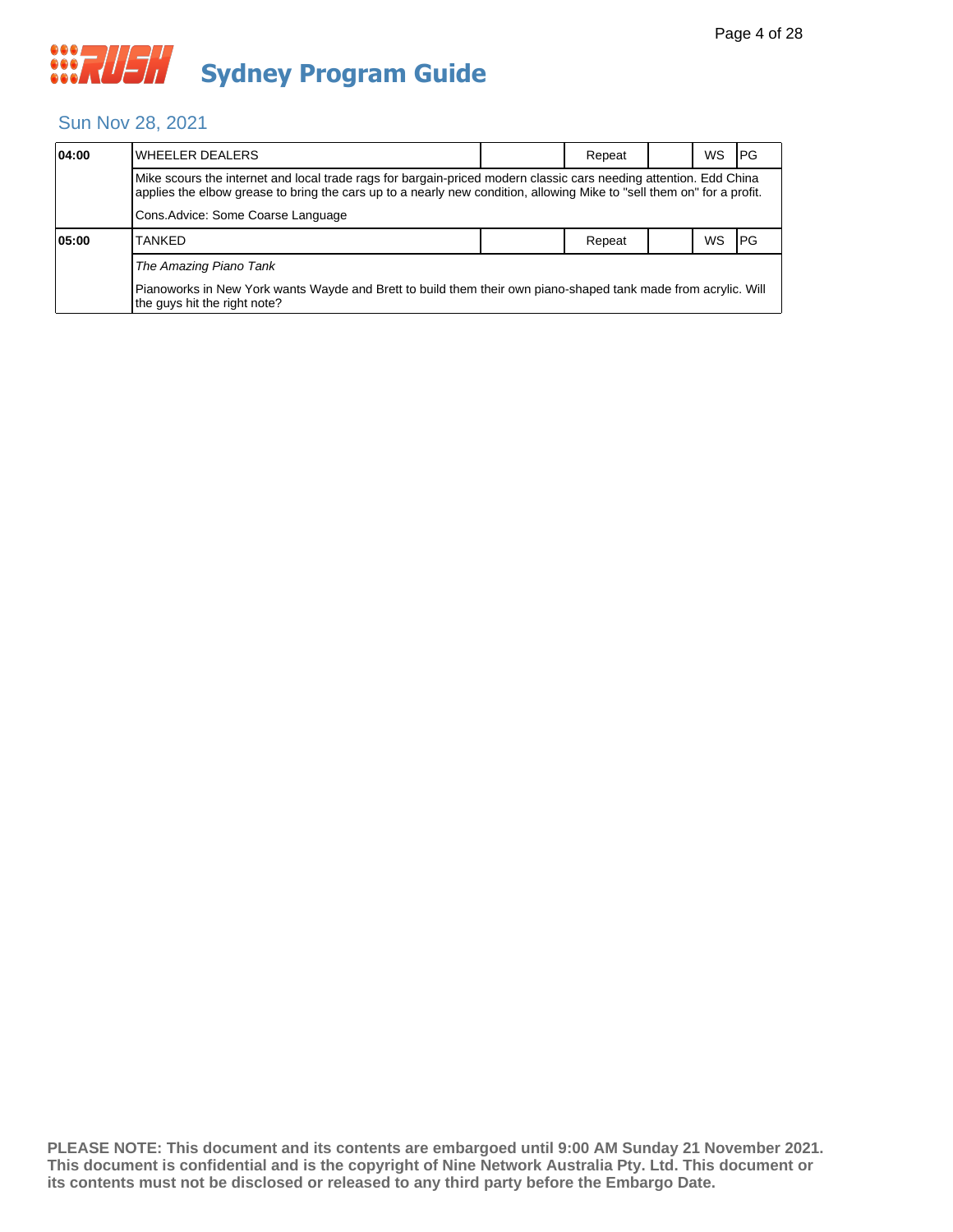# Sydney Program Guide

## Sun Nov 28, 2021

| Time | Program | | Status | | Format | Rating |
|---|---|---|---|---|---|---|
| **04:00** | WHEELER DEALERS | | Repeat | | WS | PG |
| | Mike scours the internet and local trade rags for bargain-priced modern classic cars needing attention. Edd China applies the elbow grease to bring the cars up to a nearly new condition, allowing Mike to "sell them on" for a profit. | | | | | |
| | Cons.Advice: Some Coarse Language | | | | | |
| **05:00** | TANKED | | Repeat | | WS | PG |
| | *The Amazing Piano Tank* | | | | | |
| | Pianoworks in New York wants Wayde and Brett to build them their own piano-shaped tank made from acrylic. Will the guys hit the right note? | | | | | |

**PLEASE NOTE: This document and its contents are embargoed until 9:00 AM Sunday 21 November 2021. This document is confidential and is the copyright of Nine Network Australia Pty. Ltd. This document or its contents must not be disclosed or released to any third party before the Embargo Date.**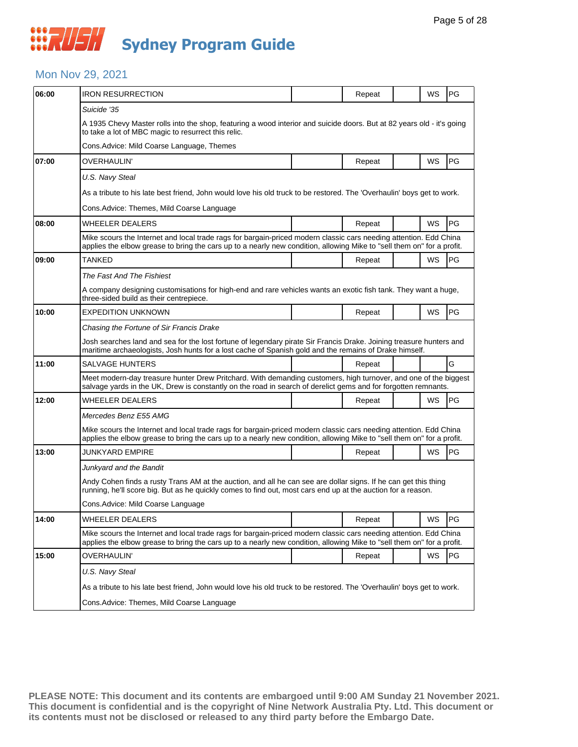# Sydney Program Guide

## Mon Nov 29, 2021

| 06:00 | IRON RESURRECTION | | Repeat | | WS | PG |
|---|---|---|---|---|---|---|
| | *Suicide '35* | | | | | |
| | A 1935 Chevy Master rolls into the shop, featuring a wood interior and suicide doors. But at 82 years old - it's going to take a lot of MBC magic to resurrect this relic. | | | | | |
| | Cons.Advice: Mild Coarse Language, Themes | | | | | |
| 07:00 | OVERHAULIN' | | Repeat | | WS | PG |
| | *U.S. Navy Steal* | | | | | |
| | As a tribute to his late best friend, John would love his old truck to be restored. The 'Overhaulin' boys get to work. | | | | | |
| | Cons.Advice: Themes, Mild Coarse Language | | | | | |
| 08:00 | WHEELER DEALERS | | Repeat | | WS | PG |
| | Mike scours the Internet and local trade rags for bargain-priced modern classic cars needing attention. Edd China applies the elbow grease to bring the cars up to a nearly new condition, allowing Mike to "sell them on" for a profit. | | | | | |
| 09:00 | TANKED | | Repeat | | WS | PG |
| | *The Fast And The Fishiest* | | | | | |
| | A company designing customisations for high-end and rare vehicles wants an exotic fish tank. They want a huge, three-sided build as their centrepiece. | | | | | |
| 10:00 | EXPEDITION UNKNOWN | | Repeat | | WS | PG |
| | *Chasing the Fortune of Sir Francis Drake* | | | | | |
| | Josh searches land and sea for the lost fortune of legendary pirate Sir Francis Drake. Joining treasure hunters and maritime archaeologists, Josh hunts for a lost cache of Spanish gold and the remains of Drake himself. | | | | | |
| 11:00 | SALVAGE HUNTERS | | Repeat | | | G |
| | Meet modern-day treasure hunter Drew Pritchard. With demanding customers, high turnover, and one of the biggest salvage yards in the UK, Drew is constantly on the road in search of derelict gems and for forgotten remnants. | | | | | |
| 12:00 | WHEELER DEALERS | | Repeat | | WS | PG |
| | *Mercedes Benz E55 AMG* | | | | | |
| | Mike scours the Internet and local trade rags for bargain-priced modern classic cars needing attention. Edd China applies the elbow grease to bring the cars up to a nearly new condition, allowing Mike to "sell them on" for a profit. | | | | | |
| 13:00 | JUNKYARD EMPIRE | | Repeat | | WS | PG |
| | *Junkyard and the Bandit* | | | | | |
| | Andy Cohen finds a rusty Trans AM at the auction, and all he can see are dollar signs. If he can get this thing running, he'll score big. But as he quickly comes to find out, most cars end up at the auction for a reason. | | | | | |
| | Cons.Advice: Mild Coarse Language | | | | | |
| 14:00 | WHEELER DEALERS | | Repeat | | WS | PG |
| | Mike scours the Internet and local trade rags for bargain-priced modern classic cars needing attention. Edd China applies the elbow grease to bring the cars up to a nearly new condition, allowing Mike to "sell them on" for a profit. | | | | | |
| 15:00 | OVERHAULIN' | | Repeat | | WS | PG |
| | *U.S. Navy Steal* | | | | | |
| | As a tribute to his late best friend, John would love his old truck to be restored. The 'Overhaulin' boys get to work. | | | | | |
| | Cons.Advice: Themes, Mild Coarse Language | | | | | |

**PLEASE NOTE: This document and its contents are embargoed until 9:00 AM Sunday 21 November 2021. This document is confidential and is the copyright of Nine Network Australia Pty. Ltd. This document or its contents must not be disclosed or released to any third party before the Embargo Date.**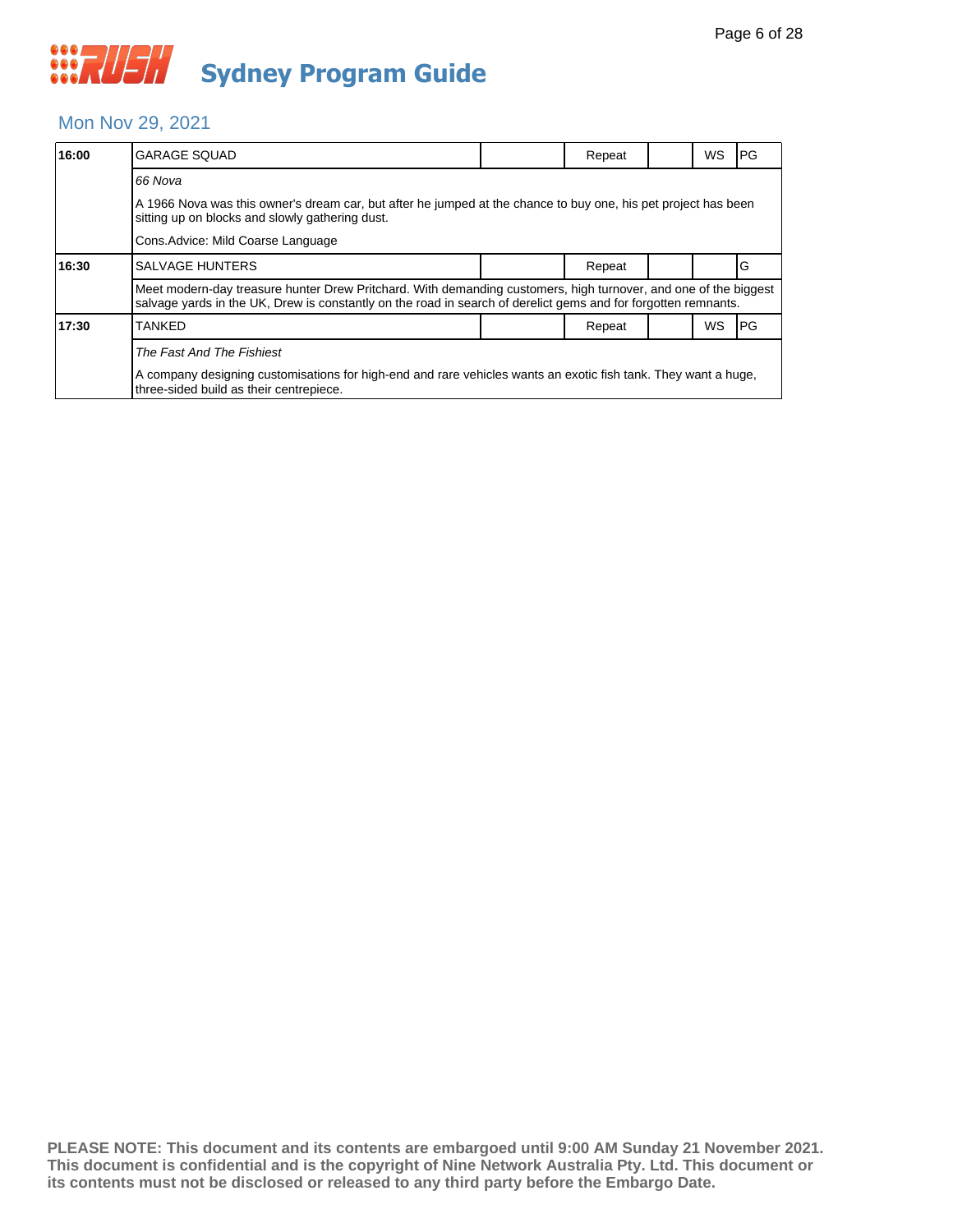# Sydney Program Guide

## Mon Nov 29, 2021

| Time | Program | | Repeat | | WS | Rating |
|---|---|---|---|---|---|---|
| **16:00** | GARAGE SQUAD | | Repeat | | WS | PG |
| | *66 Nova*<br><br>A 1966 Nova was this owner's dream car, but after he jumped at the chance to buy one, his pet project has been sitting up on blocks and slowly gathering dust.<br><br>Cons.Advice: Mild Coarse Language | | | | | |
| **16:30** | SALVAGE HUNTERS | | Repeat | | | G |
| | Meet modern-day treasure hunter Drew Pritchard. With demanding customers, high turnover, and one of the biggest salvage yards in the UK, Drew is constantly on the road in search of derelict gems and for forgotten remnants. | | | | | |
| **17:30** | TANKED | | Repeat | | WS | PG |
| | *The Fast And The Fishiest*<br><br>A company designing customisations for high-end and rare vehicles wants an exotic fish tank. They want a huge, three-sided build as their centrepiece. | | | | | |

**PLEASE NOTE: This document and its contents are embargoed until 9:00 AM Sunday 21 November 2021. This document is confidential and is the copyright of Nine Network Australia Pty. Ltd. This document or its contents must not be disclosed or released to any third party before the Embargo Date.**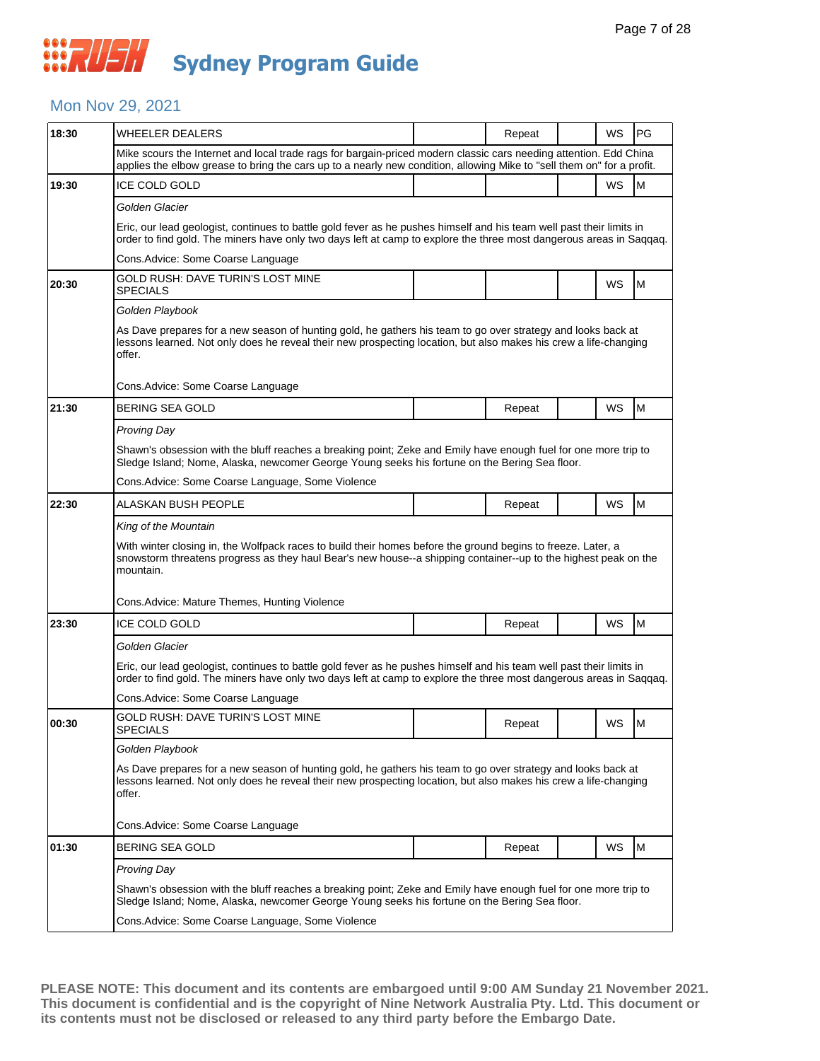# Sydney Program Guide

## Mon Nov 29, 2021

| Time | Program | | Repeat | | WS | Rating |
|---|---|---|---|---|---|---|
| 18:30 | WHEELER DEALERS | | Repeat | | WS | PG |
| | Mike scours the Internet and local trade rags for bargain-priced modern classic cars needing attention. Edd China applies the elbow grease to bring the cars up to a nearly new condition, allowing Mike to "sell them on" for a profit. | | | | | |
| 19:30 | ICE COLD GOLD | | | | WS | M |
| | *Golden Glacier*<br>Eric, our lead geologist, continues to battle gold fever as he pushes himself and his team well past their limits in order to find gold. The miners have only two days left at camp to explore the three most dangerous areas in Saqqaq.<br>Cons.Advice: Some Coarse Language | | | | | |
| 20:30 | GOLD RUSH: DAVE TURIN'S LOST MINE SPECIALS | | | | WS | M |
| | *Golden Playbook*<br>As Dave prepares for a new season of hunting gold, he gathers his team to go over strategy and looks back at lessons learned. Not only does he reveal their new prospecting location, but also makes his crew a life-changing offer.<br>Cons.Advice: Some Coarse Language | | | | | |
| 21:30 | BERING SEA GOLD | | Repeat | | WS | M |
| | *Proving Day*<br>Shawn's obsession with the bluff reaches a breaking point; Zeke and Emily have enough fuel for one more trip to Sledge Island; Nome, Alaska, newcomer George Young seeks his fortune on the Bering Sea floor.<br>Cons.Advice: Some Coarse Language, Some Violence | | | | | |
| 22:30 | ALASKAN BUSH PEOPLE | | Repeat | | WS | M |
| | *King of the Mountain*<br>With winter closing in, the Wolfpack races to build their homes before the ground begins to freeze. Later, a snowstorm threatens progress as they haul Bear's new house--a shipping container--up to the highest peak on the mountain.<br>Cons.Advice: Mature Themes, Hunting Violence | | | | | |
| 23:30 | ICE COLD GOLD | | Repeat | | WS | M |
| | *Golden Glacier*<br>Eric, our lead geologist, continues to battle gold fever as he pushes himself and his team well past their limits in order to find gold. The miners have only two days left at camp to explore the three most dangerous areas in Saqqaq.<br>Cons.Advice: Some Coarse Language | | | | | |
| 00:30 | GOLD RUSH: DAVE TURIN'S LOST MINE SPECIALS | | Repeat | | WS | M |
| | *Golden Playbook*<br>As Dave prepares for a new season of hunting gold, he gathers his team to go over strategy and looks back at lessons learned. Not only does he reveal their new prospecting location, but also makes his crew a life-changing offer.<br>Cons.Advice: Some Coarse Language | | | | | |
| 01:30 | BERING SEA GOLD | | Repeat | | WS | M |
| | *Proving Day*<br>Shawn's obsession with the bluff reaches a breaking point; Zeke and Emily have enough fuel for one more trip to Sledge Island; Nome, Alaska, newcomer George Young seeks his fortune on the Bering Sea floor.<br>Cons.Advice: Some Coarse Language, Some Violence | | | | | |

**PLEASE NOTE: This document and its contents are embargoed until 9:00 AM Sunday 21 November 2021. This document is confidential and is the copyright of Nine Network Australia Pty. Ltd. This document or its contents must not be disclosed or released to any third party before the Embargo Date.**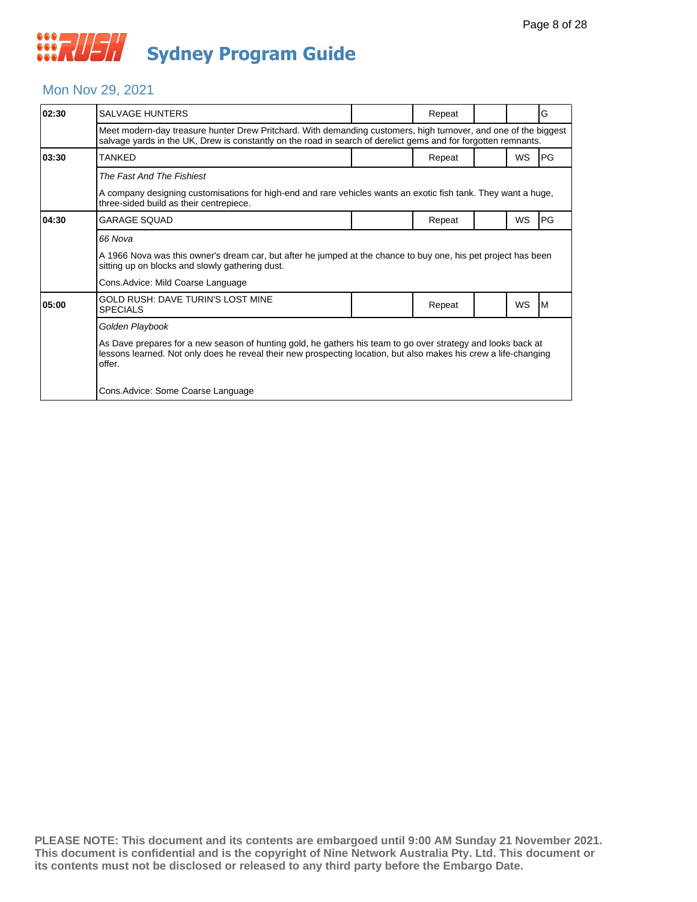# Sydney Program Guide

## Mon Nov 29, 2021

| Time | Program | | Status | | | Rating |
|---|---|---|---|---|---|---|
| 02:30 | SALVAGE HUNTERS | | Repeat | | | G |
| | Meet modern-day treasure hunter Drew Pritchard. With demanding customers, high turnover, and one of the biggest salvage yards in the UK, Drew is constantly on the road in search of derelict gems and for forgotten remnants. | | | | | |
| 03:30 | TANKED | | Repeat | | WS | PG |
| | *The Fast And The Fishiest*<br><br>A company designing customisations for high-end and rare vehicles wants an exotic fish tank. They want a huge, three-sided build as their centrepiece. | | | | | |
| 04:30 | GARAGE SQUAD | | Repeat | | WS | PG |
| | *66 Nova*<br><br>A 1966 Nova was this owner's dream car, but after he jumped at the chance to buy one, his pet project has been sitting up on blocks and slowly gathering dust.<br><br>Cons.Advice: Mild Coarse Language | | | | | |
| 05:00 | GOLD RUSH: DAVE TURIN'S LOST MINE SPECIALS | | Repeat | | WS | M |
| | *Golden Playbook*<br><br>As Dave prepares for a new season of hunting gold, he gathers his team to go over strategy and looks back at lessons learned. Not only does he reveal their new prospecting location, but also makes his crew a life-changing offer.<br><br>Cons.Advice: Some Coarse Language | | | | | |

**PLEASE NOTE: This document and its contents are embargoed until 9:00 AM Sunday 21 November 2021. This document is confidential and is the copyright of Nine Network Australia Pty. Ltd. This document or its contents must not be disclosed or released to any third party before the Embargo Date.**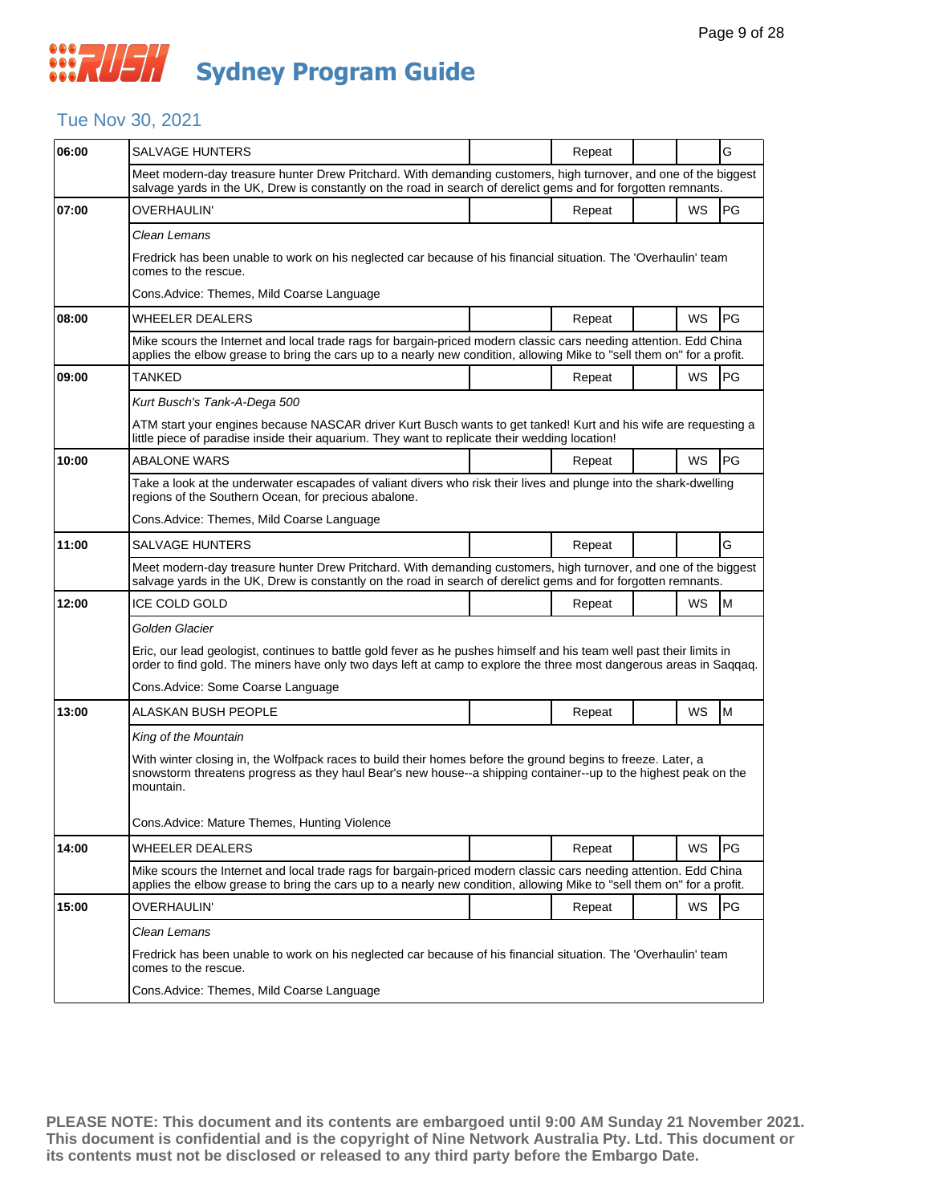# Sydney Program Guide

## Tue Nov 30, 2021

| Time | Program | | Status | | | Rating |
|---|---|---|---|---|---|---|
| 06:00 | SALVAGE HUNTERS | | Repeat | | | G |
| | Meet modern-day treasure hunter Drew Pritchard. With demanding customers, high turnover, and one of the biggest salvage yards in the UK, Drew is constantly on the road in search of derelict gems and for forgotten remnants. | | | | | |
| 07:00 | OVERHAULIN' | | Repeat | | WS | PG |
| | *Clean Lemans*<br><br>Fredrick has been unable to work on his neglected car because of his financial situation. The 'Overhaulin' team comes to the rescue.<br><br>Cons.Advice: Themes, Mild Coarse Language | | | | | |
| 08:00 | WHEELER DEALERS | | Repeat | | WS | PG |
| | Mike scours the Internet and local trade rags for bargain-priced modern classic cars needing attention. Edd China applies the elbow grease to bring the cars up to a nearly new condition, allowing Mike to "sell them on" for a profit. | | | | | |
| 09:00 | TANKED | | Repeat | | WS | PG |
| | *Kurt Busch's Tank-A-Dega 500*<br><br>ATM start your engines because NASCAR driver Kurt Busch wants to get tanked! Kurt and his wife are requesting a little piece of paradise inside their aquarium. They want to replicate their wedding location! | | | | | |
| 10:00 | ABALONE WARS | | Repeat | | WS | PG |
| | Take a look at the underwater escapades of valiant divers who risk their lives and plunge into the shark-dwelling regions of the Southern Ocean, for precious abalone.<br><br>Cons.Advice: Themes, Mild Coarse Language | | | | | |
| 11:00 | SALVAGE HUNTERS | | Repeat | | | G |
| | Meet modern-day treasure hunter Drew Pritchard. With demanding customers, high turnover, and one of the biggest salvage yards in the UK, Drew is constantly on the road in search of derelict gems and for forgotten remnants. | | | | | |
| 12:00 | ICE COLD GOLD | | Repeat | | WS | M |
| | *Golden Glacier*<br><br>Eric, our lead geologist, continues to battle gold fever as he pushes himself and his team well past their limits in order to find gold. The miners have only two days left at camp to explore the three most dangerous areas in Saqqaq.<br><br>Cons.Advice: Some Coarse Language | | | | | |
| 13:00 | ALASKAN BUSH PEOPLE | | Repeat | | WS | M |
| | *King of the Mountain*<br><br>With winter closing in, the Wolfpack races to build their homes before the ground begins to freeze. Later, a snowstorm threatens progress as they haul Bear's new house--a shipping container--up to the highest peak on the mountain.<br><br>Cons.Advice: Mature Themes, Hunting Violence | | | | | |
| 14:00 | WHEELER DEALERS | | Repeat | | WS | PG |
| | Mike scours the Internet and local trade rags for bargain-priced modern classic cars needing attention. Edd China applies the elbow grease to bring the cars up to a nearly new condition, allowing Mike to "sell them on" for a profit. | | | | | |
| 15:00 | OVERHAULIN' | | Repeat | | WS | PG |
| | *Clean Lemans*<br><br>Fredrick has been unable to work on his neglected car because of his financial situation. The 'Overhaulin' team comes to the rescue.<br><br>Cons.Advice: Themes, Mild Coarse Language | | | | | |

**PLEASE NOTE: This document and its contents are embargoed until 9:00 AM Sunday 21 November 2021. This document is confidential and is the copyright of Nine Network Australia Pty. Ltd. This document or its contents must not be disclosed or released to any third party before the Embargo Date.**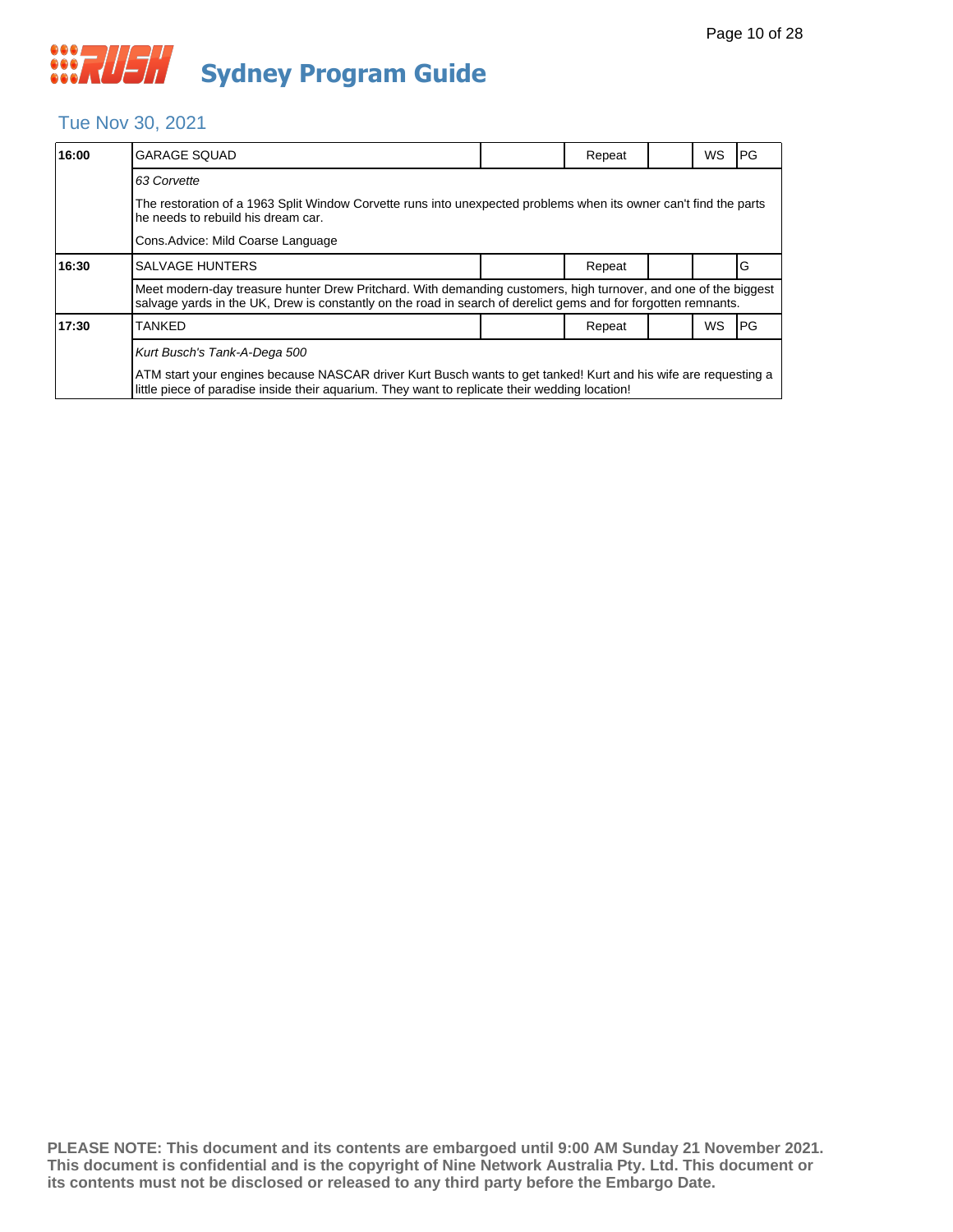# RUSH Sydney Program Guide

## Tue Nov 30, 2021

| Time | Program | | Status | | WS | Rating |
|---|---|---|---|---|---|---|
| **16:00** | GARAGE SQUAD | | Repeat | | WS | PG |
| | *63 Corvette*<br>The restoration of a 1963 Split Window Corvette runs into unexpected problems when its owner can't find the parts he needs to rebuild his dream car.<br>Cons.Advice: Mild Coarse Language | | | | | |
| **16:30** | SALVAGE HUNTERS | | Repeat | | | G |
| | Meet modern-day treasure hunter Drew Pritchard. With demanding customers, high turnover, and one of the biggest salvage yards in the UK, Drew is constantly on the road in search of derelict gems and for forgotten remnants. | | | | | |
| **17:30** | TANKED | | Repeat | | WS | PG |
| | *Kurt Busch's Tank-A-Dega 500*<br>ATM start your engines because NASCAR driver Kurt Busch wants to get tanked! Kurt and his wife are requesting a little piece of paradise inside their aquarium. They want to replicate their wedding location! | | | | | |

**PLEASE NOTE: This document and its contents are embargoed until 9:00 AM Sunday 21 November 2021. This document is confidential and is the copyright of Nine Network Australia Pty. Ltd. This document or its contents must not be disclosed or released to any third party before the Embargo Date.**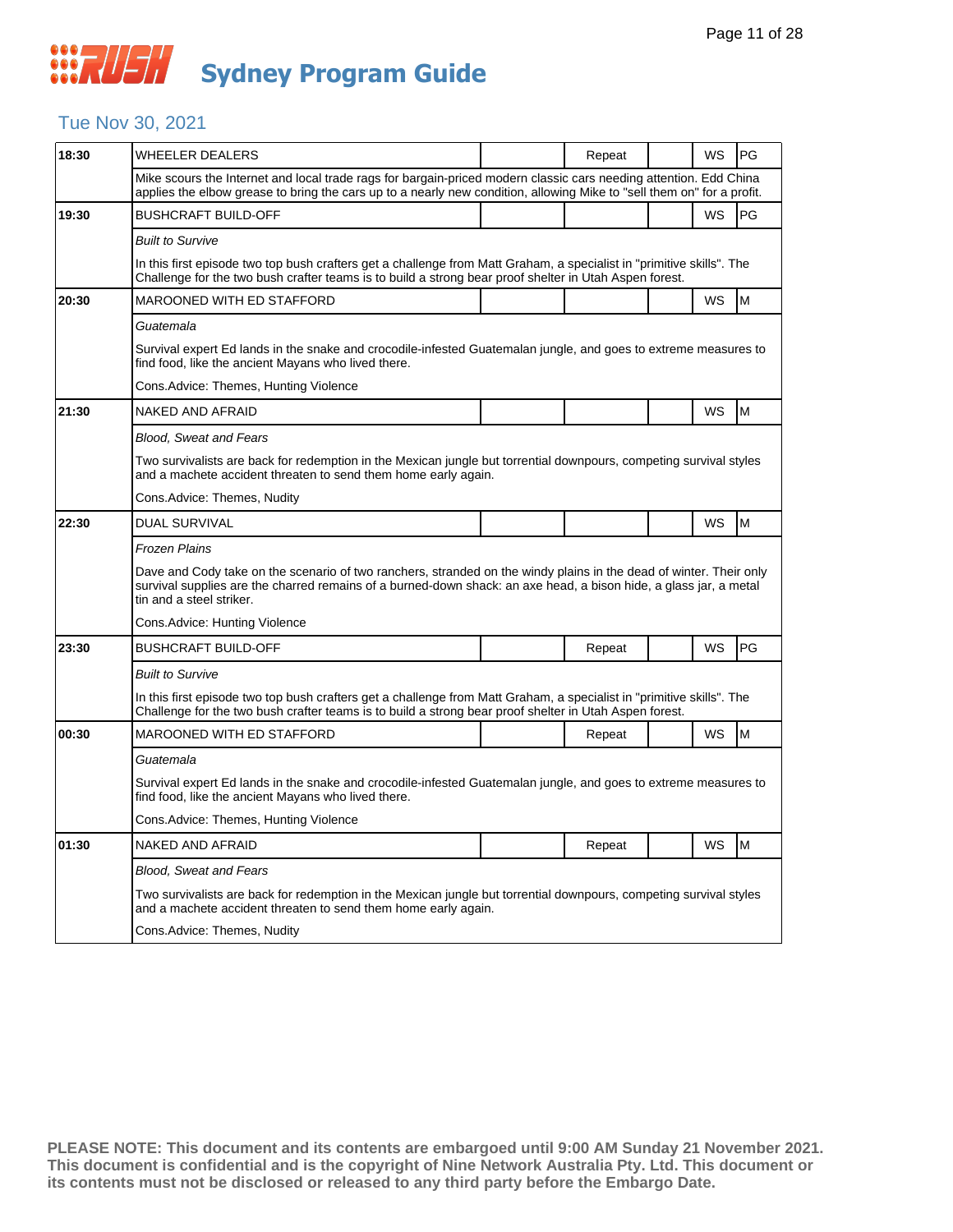# Sydney Program Guide

## Tue Nov 30, 2021

| Time | Program | | Repeat | | WS | Rating |
|---|---|---|---|---|---|---|
| 18:30 | WHEELER DEALERS | | Repeat | | WS | PG |
| | Mike scours the Internet and local trade rags for bargain-priced modern classic cars needing attention. Edd China applies the elbow grease to bring the cars up to a nearly new condition, allowing Mike to "sell them on" for a profit. | | | | | |
| 19:30 | BUSHCRAFT BUILD-OFF | | | | WS | PG |
| | *Built to Survive*<br><br>In this first episode two top bush crafters get a challenge from Matt Graham, a specialist in "primitive skills". The Challenge for the two bush crafter teams is to build a strong bear proof shelter in Utah Aspen forest. | | | | | |
| 20:30 | MAROONED WITH ED STAFFORD | | | | WS | M |
| | *Guatemala*<br><br>Survival expert Ed lands in the snake and crocodile-infested Guatemalan jungle, and goes to extreme measures to find food, like the ancient Mayans who lived there.<br><br>Cons.Advice: Themes, Hunting Violence | | | | | |
| 21:30 | NAKED AND AFRAID | | | | WS | M |
| | *Blood, Sweat and Fears*<br><br>Two survivalists are back for redemption in the Mexican jungle but torrential downpours, competing survival styles and a machete accident threaten to send them home early again.<br><br>Cons.Advice: Themes, Nudity | | | | | |
| 22:30 | DUAL SURVIVAL | | | | WS | M |
| | *Frozen Plains*<br><br>Dave and Cody take on the scenario of two ranchers, stranded on the windy plains in the dead of winter. Their only survival supplies are the charred remains of a burned-down shack: an axe head, a bison hide, a glass jar, a metal tin and a steel striker.<br><br>Cons.Advice: Hunting Violence | | | | | |
| 23:30 | BUSHCRAFT BUILD-OFF | | Repeat | | WS | PG |
| | *Built to Survive*<br><br>In this first episode two top bush crafters get a challenge from Matt Graham, a specialist in "primitive skills". The Challenge for the two bush crafter teams is to build a strong bear proof shelter in Utah Aspen forest. | | | | | |
| 00:30 | MAROONED WITH ED STAFFORD | | Repeat | | WS | M |
| | *Guatemala*<br><br>Survival expert Ed lands in the snake and crocodile-infested Guatemalan jungle, and goes to extreme measures to find food, like the ancient Mayans who lived there.<br><br>Cons.Advice: Themes, Hunting Violence | | | | | |
| 01:30 | NAKED AND AFRAID | | Repeat | | WS | M |
| | *Blood, Sweat and Fears*<br><br>Two survivalists are back for redemption in the Mexican jungle but torrential downpours, competing survival styles and a machete accident threaten to send them home early again.<br><br>Cons.Advice: Themes, Nudity | | | | | |

**PLEASE NOTE: This document and its contents are embargoed until 9:00 AM Sunday 21 November 2021. This document is confidential and is the copyright of Nine Network Australia Pty. Ltd. This document or its contents must not be disclosed or released to any third party before the Embargo Date.**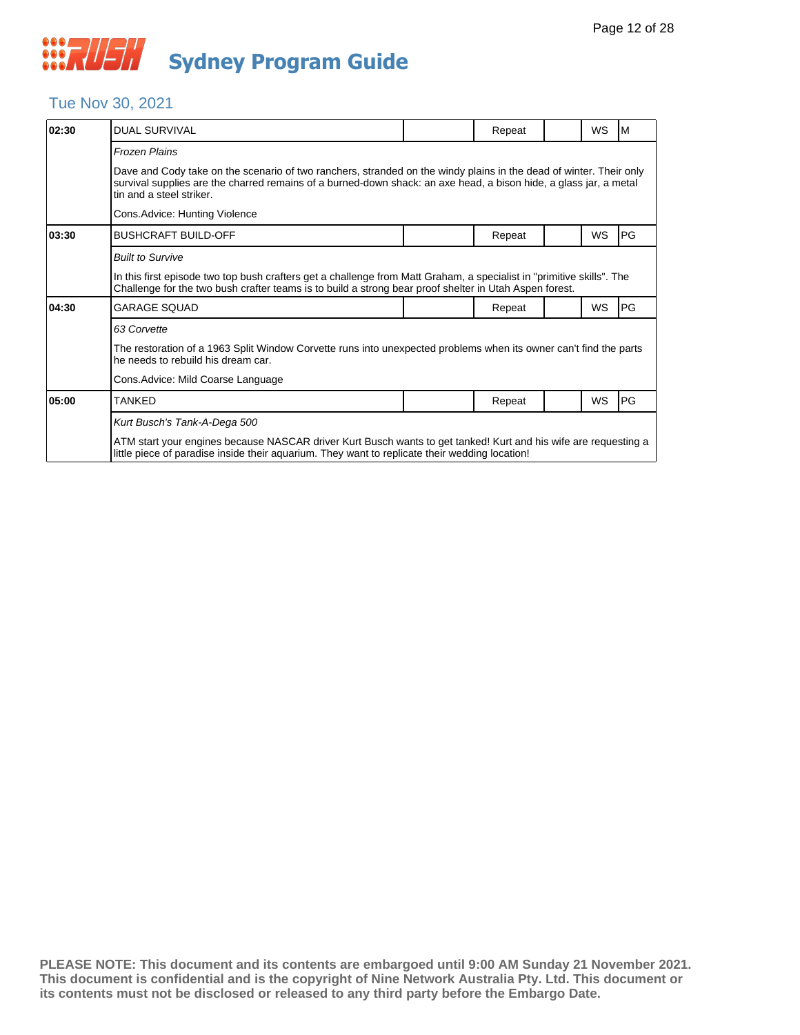# Sydney Program Guide

## Tue Nov 30, 2021

| Time | Program | | Status | | Format | Rating |
|---|---|---|---|---|---|---|
| 02:30 | DUAL SURVIVAL | | Repeat | | WS | M |
| | *Frozen Plains*<br>Dave and Cody take on the scenario of two ranchers, stranded on the windy plains in the dead of winter. Their only survival supplies are the charred remains of a burned-down shack: an axe head, a bison hide, a glass jar, a metal tin and a steel striker.<br>Cons.Advice: Hunting Violence | | | | | |
| 03:30 | BUSHCRAFT BUILD-OFF | | Repeat | | WS | PG |
| | *Built to Survive*<br>In this first episode two top bush crafters get a challenge from Matt Graham, a specialist in "primitive skills". The Challenge for the two bush crafter teams is to build a strong bear proof shelter in Utah Aspen forest. | | | | | |
| 04:30 | GARAGE SQUAD | | Repeat | | WS | PG |
| | *63 Corvette*<br>The restoration of a 1963 Split Window Corvette runs into unexpected problems when its owner can't find the parts he needs to rebuild his dream car.<br>Cons.Advice: Mild Coarse Language | | | | | |
| 05:00 | TANKED | | Repeat | | WS | PG |
| | *Kurt Busch's Tank-A-Dega 500*<br>ATM start your engines because NASCAR driver Kurt Busch wants to get tanked! Kurt and his wife are requesting a little piece of paradise inside their aquarium. They want to replicate their wedding location! | | | | | |

**PLEASE NOTE: This document and its contents are embargoed until 9:00 AM Sunday 21 November 2021. This document is confidential and is the copyright of Nine Network Australia Pty. Ltd. This document or its contents must not be disclosed or released to any third party before the Embargo Date.**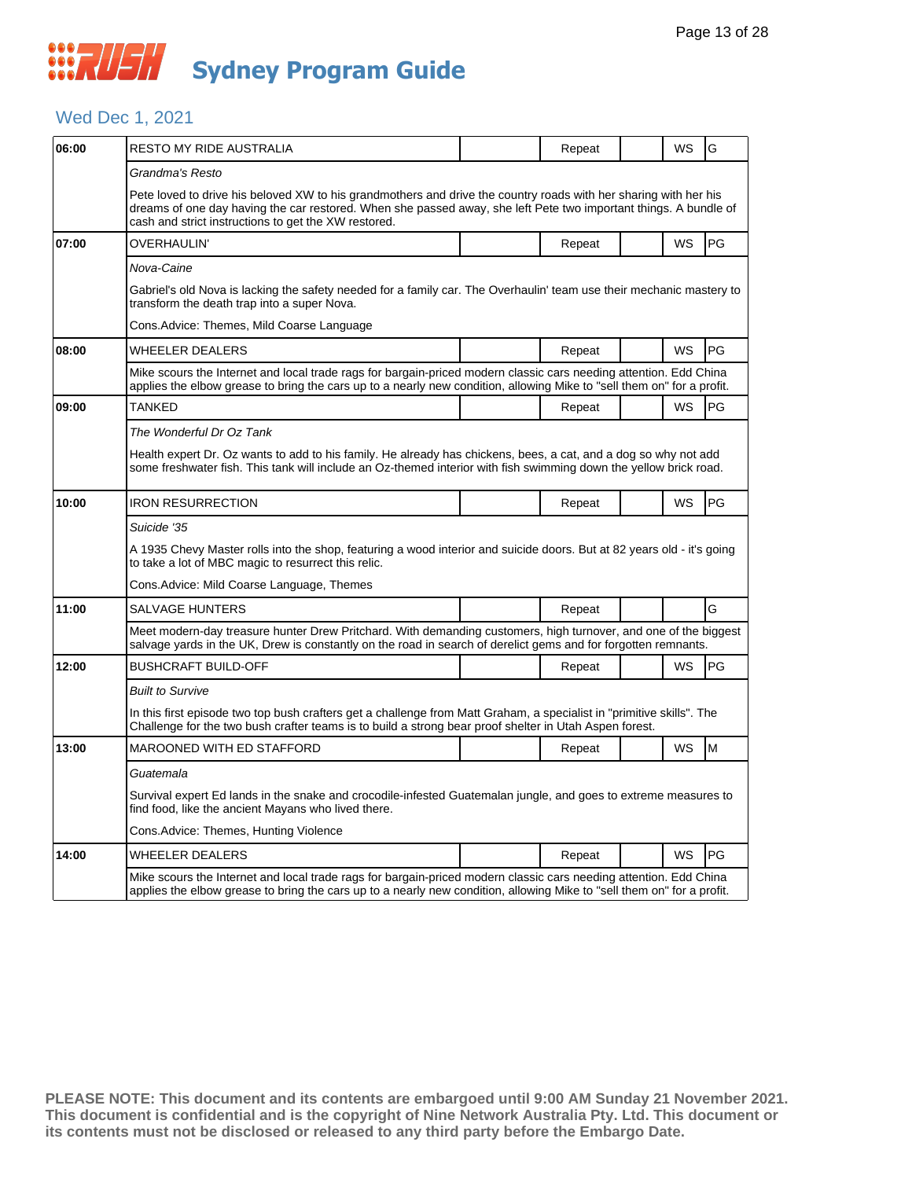# RUSH Sydney Program Guide

## Wed Dec 1, 2021

| Time | Program | | Repeat | | WS | Rating |
|---|---|---|---|---|---|---|
| 06:00 | RESTO MY RIDE AUSTRALIA | | Repeat | | WS | G |
| | *Grandma's Resto*<br><br>Pete loved to drive his beloved XW to his grandmothers and drive the country roads with her sharing with her his dreams of one day having the car restored. When she passed away, she left Pete two important things. A bundle of cash and strict instructions to get the XW restored. | | | | | |
| 07:00 | OVERHAULIN' | | Repeat | | WS | PG |
| | *Nova-Caine*<br><br>Gabriel's old Nova is lacking the safety needed for a family car. The Overhaulin' team use their mechanic mastery to transform the death trap into a super Nova.<br><br>Cons.Advice: Themes, Mild Coarse Language | | | | | |
| 08:00 | WHEELER DEALERS | | Repeat | | WS | PG |
| | Mike scours the Internet and local trade rags for bargain-priced modern classic cars needing attention. Edd China applies the elbow grease to bring the cars up to a nearly new condition, allowing Mike to "sell them on" for a profit. | | | | | |
| 09:00 | TANKED | | Repeat | | WS | PG |
| | *The Wonderful Dr Oz Tank*<br><br>Health expert Dr. Oz wants to add to his family. He already has chickens, bees, a cat, and a dog so why not add some freshwater fish. This tank will include an Oz-themed interior with fish swimming down the yellow brick road. | | | | | |
| 10:00 | IRON RESURRECTION | | Repeat | | WS | PG |
| | *Suicide '35*<br><br>A 1935 Chevy Master rolls into the shop, featuring a wood interior and suicide doors. But at 82 years old - it's going to take a lot of MBC magic to resurrect this relic.<br><br>Cons.Advice: Mild Coarse Language, Themes | | | | | |
| 11:00 | SALVAGE HUNTERS | | Repeat | | | G |
| | Meet modern-day treasure hunter Drew Pritchard. With demanding customers, high turnover, and one of the biggest salvage yards in the UK, Drew is constantly on the road in search of derelict gems and for forgotten remnants. | | | | | |
| 12:00 | BUSHCRAFT BUILD-OFF | | Repeat | | WS | PG |
| | *Built to Survive*<br><br>In this first episode two top bush crafters get a challenge from Matt Graham, a specialist in "primitive skills". The Challenge for the two bush crafter teams is to build a strong bear proof shelter in Utah Aspen forest. | | | | | |
| 13:00 | MAROONED WITH ED STAFFORD | | Repeat | | WS | M |
| | *Guatemala*<br><br>Survival expert Ed lands in the snake and crocodile-infested Guatemalan jungle, and goes to extreme measures to find food, like the ancient Mayans who lived there.<br><br>Cons.Advice: Themes, Hunting Violence | | | | | |
| 14:00 | WHEELER DEALERS | | Repeat | | WS | PG |
| | Mike scours the Internet and local trade rags for bargain-priced modern classic cars needing attention. Edd China applies the elbow grease to bring the cars up to a nearly new condition, allowing Mike to "sell them on" for a profit. | | | | | |

**PLEASE NOTE: This document and its contents are embargoed until 9:00 AM Sunday 21 November 2021. This document is confidential and is the copyright of Nine Network Australia Pty. Ltd. This document or its contents must not be disclosed or released to any third party before the Embargo Date.**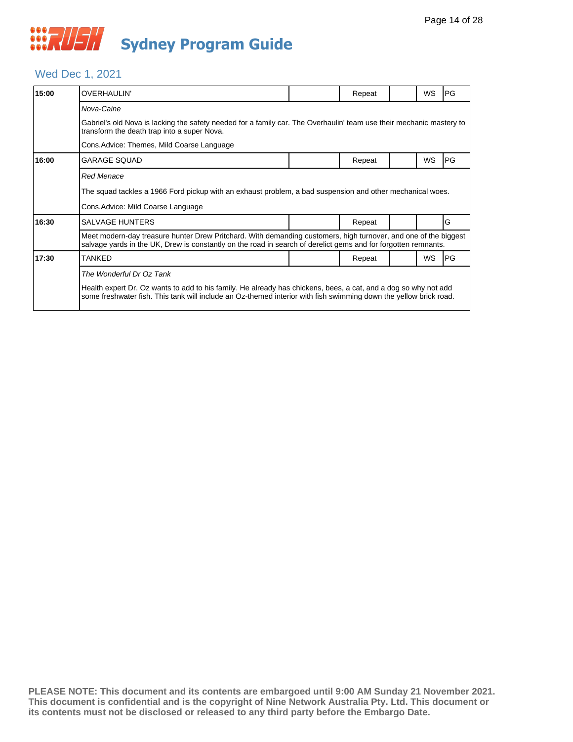# Sydney Program Guide

## Wed Dec 1, 2021

| Time | Program | | Status | | WS | Rating |
|---|---|---|---|---|---|---|
| 15:00 | OVERHAULIN' | | Repeat | | WS | PG |
| | *Nova-Caine*<br>Gabriel's old Nova is lacking the safety needed for a family car. The Overhaulin' team use their mechanic mastery to transform the death trap into a super Nova.<br>Cons.Advice: Themes, Mild Coarse Language | | | | | |
| 16:00 | GARAGE SQUAD | | Repeat | | WS | PG |
| | *Red Menace*<br>The squad tackles a 1966 Ford pickup with an exhaust problem, a bad suspension and other mechanical woes.<br>Cons.Advice: Mild Coarse Language | | | | | |
| 16:30 | SALVAGE HUNTERS | | Repeat | | | G |
| | Meet modern-day treasure hunter Drew Pritchard. With demanding customers, high turnover, and one of the biggest salvage yards in the UK, Drew is constantly on the road in search of derelict gems and for forgotten remnants. | | | | | |
| 17:30 | TANKED | | Repeat | | WS | PG |
| | *The Wonderful Dr Oz Tank*<br>Health expert Dr. Oz wants to add to his family. He already has chickens, bees, a cat, and a dog so why not add some freshwater fish. This tank will include an Oz-themed interior with fish swimming down the yellow brick road. | | | | | |

**PLEASE NOTE: This document and its contents are embargoed until 9:00 AM Sunday 21 November 2021. This document is confidential and is the copyright of Nine Network Australia Pty. Ltd. This document or its contents must not be disclosed or released to any third party before the Embargo Date.**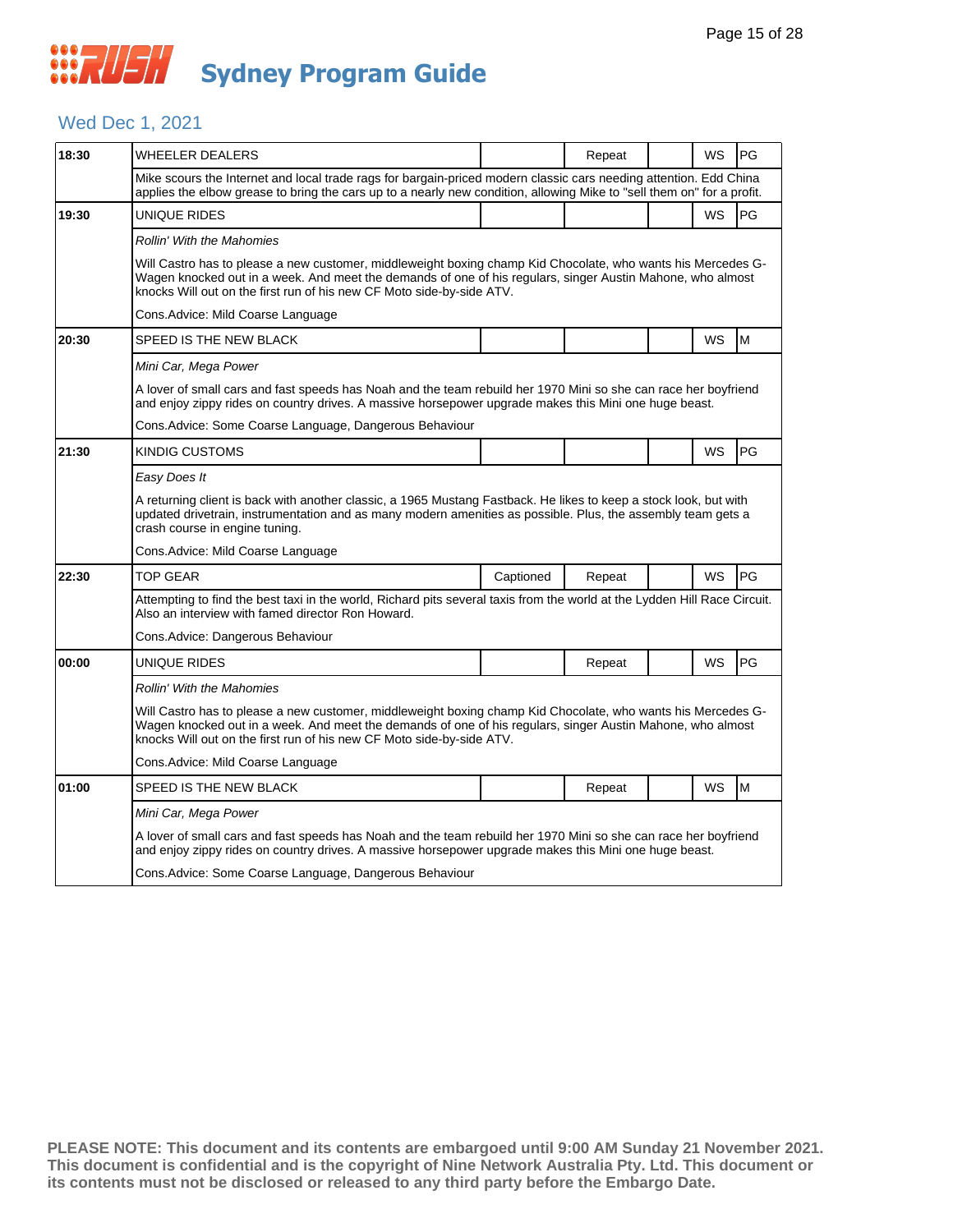# RUSH Sydney Program Guide

## Wed Dec 1, 2021

| Time | Program | Captioned | Repeat | | WS | Rating |
|---|---|---|---|---|---|---|
| 18:30 | WHEELER DEALERS | | Repeat | | WS | PG |
| | Mike scours the Internet and local trade rags for bargain-priced modern classic cars needing attention. Edd China applies the elbow grease to bring the cars up to a nearly new condition, allowing Mike to "sell them on" for a profit. | | | | | |
| 19:30 | UNIQUE RIDES | | | | WS | PG |
| | *Rollin' With the Mahomies*<br><br>Will Castro has to please a new customer, middleweight boxing champ Kid Chocolate, who wants his Mercedes G-Wagen knocked out in a week. And meet the demands of one of his regulars, singer Austin Mahone, who almost knocks Will out on the first run of his new CF Moto side-by-side ATV.<br><br>Cons.Advice: Mild Coarse Language | | | | | |
| 20:30 | SPEED IS THE NEW BLACK | | | | WS | M |
| | *Mini Car, Mega Power*<br><br>A lover of small cars and fast speeds has Noah and the team rebuild her 1970 Mini so she can race her boyfriend and enjoy zippy rides on country drives. A massive horsepower upgrade makes this Mini one huge beast.<br><br>Cons.Advice: Some Coarse Language, Dangerous Behaviour | | | | | |
| 21:30 | KINDIG CUSTOMS | | | | WS | PG |
| | *Easy Does It*<br><br>A returning client is back with another classic, a 1965 Mustang Fastback. He likes to keep a stock look, but with updated drivetrain, instrumentation and as many modern amenities as possible. Plus, the assembly team gets a crash course in engine tuning.<br><br>Cons.Advice: Mild Coarse Language | | | | | |
| 22:30 | TOP GEAR | Captioned | Repeat | | WS | PG |
| | Attempting to find the best taxi in the world, Richard pits several taxis from the world at the Lydden Hill Race Circuit. Also an interview with famed director Ron Howard.<br><br>Cons.Advice: Dangerous Behaviour | | | | | |
| 00:00 | UNIQUE RIDES | | Repeat | | WS | PG |
| | *Rollin' With the Mahomies*<br><br>Will Castro has to please a new customer, middleweight boxing champ Kid Chocolate, who wants his Mercedes G-Wagen knocked out in a week. And meet the demands of one of his regulars, singer Austin Mahone, who almost knocks Will out on the first run of his new CF Moto side-by-side ATV.<br><br>Cons.Advice: Mild Coarse Language | | | | | |
| 01:00 | SPEED IS THE NEW BLACK | | Repeat | | WS | M |
| | *Mini Car, Mega Power*<br><br>A lover of small cars and fast speeds has Noah and the team rebuild her 1970 Mini so she can race her boyfriend and enjoy zippy rides on country drives. A massive horsepower upgrade makes this Mini one huge beast.<br><br>Cons.Advice: Some Coarse Language, Dangerous Behaviour | | | | | |

**PLEASE NOTE: This document and its contents are embargoed until 9:00 AM Sunday 21 November 2021. This document is confidential and is the copyright of Nine Network Australia Pty. Ltd. This document or its contents must not be disclosed or released to any third party before the Embargo Date.**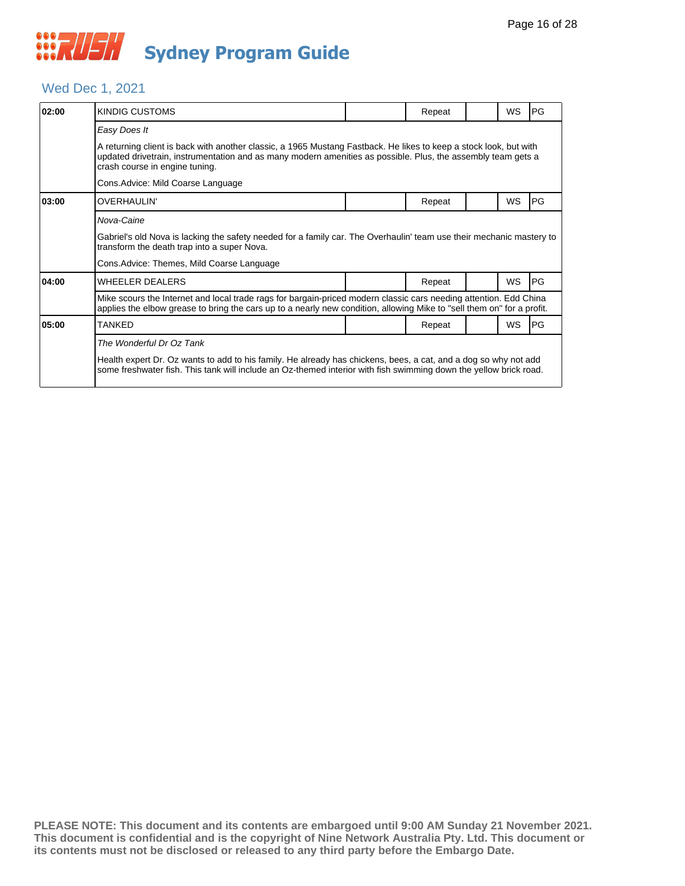# Sydney Program Guide

## Wed Dec 1, 2021

| Time | Program | | Status | | Format | Rating |
|---|---|---|---|---|---|---|
| 02:00 | KINDIG CUSTOMS | | Repeat | | WS | PG |

*Easy Does It*

A returning client is back with another classic, a 1965 Mustang Fastback. He likes to keep a stock look, but with updated drivetrain, instrumentation and as many modern amenities as possible. Plus, the assembly team gets a crash course in engine tuning.

Cons.Advice: Mild Coarse Language

| Time | Program | | Status | | Format | Rating |
|---|---|---|---|---|---|---|
| 03:00 | OVERHAULIN' | | Repeat | | WS | PG |

*Nova-Caine*

Gabriel's old Nova is lacking the safety needed for a family car. The Overhaulin' team use their mechanic mastery to transform the death trap into a super Nova.

Cons.Advice: Themes, Mild Coarse Language

| Time | Program | | Status | | Format | Rating |
|---|---|---|---|---|---|---|
| 04:00 | WHEELER DEALERS | | Repeat | | WS | PG |

Mike scours the Internet and local trade rags for bargain-priced modern classic cars needing attention. Edd China applies the elbow grease to bring the cars up to a nearly new condition, allowing Mike to "sell them on" for a profit.

| Time | Program | | Status | | Format | Rating |
|---|---|---|---|---|---|---|
| 05:00 | TANKED | | Repeat | | WS | PG |

*The Wonderful Dr Oz Tank*

Health expert Dr. Oz wants to add to his family. He already has chickens, bees, a cat, and a dog so why not add some freshwater fish. This tank will include an Oz-themed interior with fish swimming down the yellow brick road.

**PLEASE NOTE: This document and its contents are embargoed until 9:00 AM Sunday 21 November 2021. This document is confidential and is the copyright of Nine Network Australia Pty. Ltd. This document or its contents must not be disclosed or released to any third party before the Embargo Date.**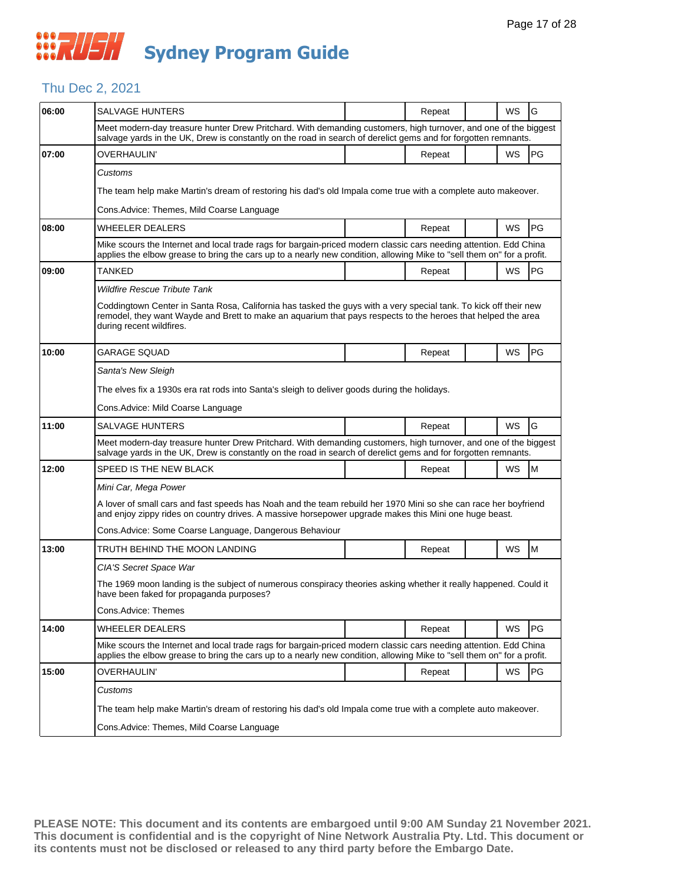# RUSH Sydney Program Guide

## Thu Dec 2, 2021

| Time | Program | | Repeat | | WS | Rating |
|---|---|---|---|---|---|---|
| 06:00 | SALVAGE HUNTERS | | Repeat | | WS | G |
| | Meet modern-day treasure hunter Drew Pritchard. With demanding customers, high turnover, and one of the biggest salvage yards in the UK, Drew is constantly on the road in search of derelict gems and for forgotten remnants. | | | | | |
| 07:00 | OVERHAULIN' | | Repeat | | WS | PG |
| | *Customs*<br><br>The team help make Martin's dream of restoring his dad's old Impala come true with a complete auto makeover.<br><br>Cons.Advice: Themes, Mild Coarse Language | | | | | |
| 08:00 | WHEELER DEALERS | | Repeat | | WS | PG |
| | Mike scours the Internet and local trade rags for bargain-priced modern classic cars needing attention. Edd China applies the elbow grease to bring the cars up to a nearly new condition, allowing Mike to "sell them on" for a profit. | | | | | |
| 09:00 | TANKED | | Repeat | | WS | PG |
| | *Wildfire Rescue Tribute Tank*<br><br>Coddingtown Center in Santa Rosa, California has tasked the guys with a very special tank. To kick off their new remodel, they want Wayde and Brett to make an aquarium that pays respects to the heroes that helped the area during recent wildfires. | | | | | |
| 10:00 | GARAGE SQUAD | | Repeat | | WS | PG |
| | *Santa's New Sleigh*<br><br>The elves fix a 1930s era rat rods into Santa's sleigh to deliver goods during the holidays.<br><br>Cons.Advice: Mild Coarse Language | | | | | |
| 11:00 | SALVAGE HUNTERS | | Repeat | | WS | G |
| | Meet modern-day treasure hunter Drew Pritchard. With demanding customers, high turnover, and one of the biggest salvage yards in the UK, Drew is constantly on the road in search of derelict gems and for forgotten remnants. | | | | | |
| 12:00 | SPEED IS THE NEW BLACK | | Repeat | | WS | M |
| | *Mini Car, Mega Power*<br><br>A lover of small cars and fast speeds has Noah and the team rebuild her 1970 Mini so she can race her boyfriend and enjoy zippy rides on country drives. A massive horsepower upgrade makes this Mini one huge beast.<br><br>Cons.Advice: Some Coarse Language, Dangerous Behaviour | | | | | |
| 13:00 | TRUTH BEHIND THE MOON LANDING | | Repeat | | WS | M |
| | *CIA'S Secret Space War*<br><br>The 1969 moon landing is the subject of numerous conspiracy theories asking whether it really happened. Could it have been faked for propaganda purposes?<br><br>Cons.Advice: Themes | | | | | |
| 14:00 | WHEELER DEALERS | | Repeat | | WS | PG |
| | Mike scours the Internet and local trade rags for bargain-priced modern classic cars needing attention. Edd China applies the elbow grease to bring the cars up to a nearly new condition, allowing Mike to "sell them on" for a profit. | | | | | |
| 15:00 | OVERHAULIN' | | Repeat | | WS | PG |
| | *Customs*<br><br>The team help make Martin's dream of restoring his dad's old Impala come true with a complete auto makeover.<br><br>Cons.Advice: Themes, Mild Coarse Language | | | | | |

**PLEASE NOTE: This document and its contents are embargoed until 9:00 AM Sunday 21 November 2021. This document is confidential and is the copyright of Nine Network Australia Pty. Ltd. This document or its contents must not be disclosed or released to any third party before the Embargo Date.**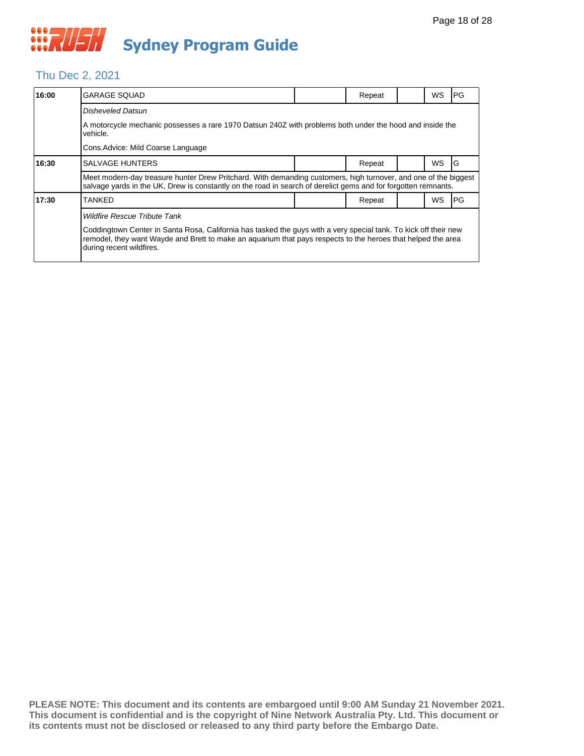# Sydney Program Guide

## Thu Dec 2, 2021

| Time | Program | | Status | | Format | Rating |
|---|---|---|---|---|---|---|
| **16:00** | GARAGE SQUAD | | Repeat | | WS | PG |
| | *Disheveled Datsun* | | | | | |
| | A motorcycle mechanic possesses a rare 1970 Datsun 240Z with problems both under the hood and inside the vehicle. | | | | | |
| | Cons.Advice: Mild Coarse Language | | | | | |
| **16:30** | SALVAGE HUNTERS | | Repeat | | WS | G |
| | Meet modern-day treasure hunter Drew Pritchard. With demanding customers, high turnover, and one of the biggest salvage yards in the UK, Drew is constantly on the road in search of derelict gems and for forgotten remnants. | | | | | |
| **17:30** | TANKED | | Repeat | | WS | PG |
| | *Wildfire Rescue Tribute Tank* | | | | | |
| | Coddingtown Center in Santa Rosa, California has tasked the guys with a very special tank. To kick off their new remodel, they want Wayde and Brett to make an aquarium that pays respects to the heroes that helped the area during recent wildfires. | | | | | |

**PLEASE NOTE: This document and its contents are embargoed until 9:00 AM Sunday 21 November 2021. This document is confidential and is the copyright of Nine Network Australia Pty. Ltd. This document or its contents must not be disclosed or released to any third party before the Embargo Date.**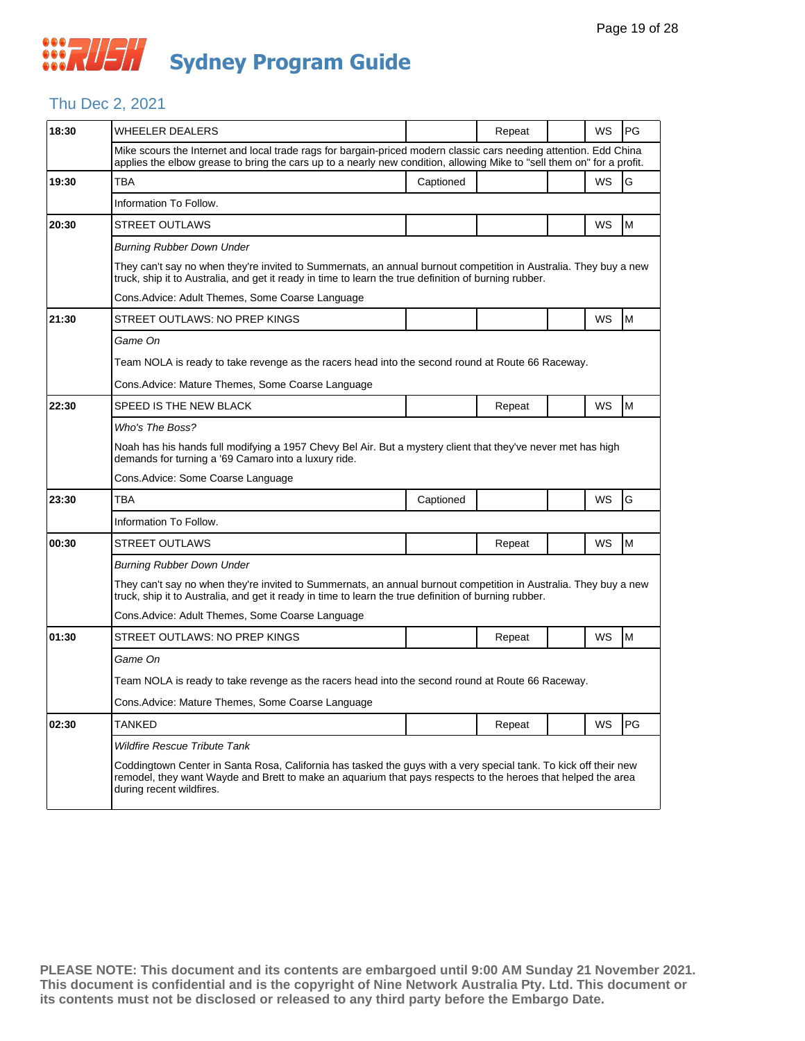# Sydney Program Guide

## Thu Dec 2, 2021

| Time | Program | Captioned | Repeat | | WS | Rating |
|---|---|---|---|---|---|---|
| 18:30 | WHEELER DEALERS | | Repeat | | WS | PG |
| | Mike scours the Internet and local trade rags for bargain-priced modern classic cars needing attention. Edd China applies the elbow grease to bring the cars up to a nearly new condition, allowing Mike to "sell them on" for a profit. | | | | | |
| 19:30 | TBA | Captioned | | | WS | G |
| | Information To Follow. | | | | | |
| 20:30 | STREET OUTLAWS | | | | WS | M |
| | *Burning Rubber Down Under*<br>They can't say no when they're invited to Summernats, an annual burnout competition in Australia. They buy a new truck, ship it to Australia, and get it ready in time to learn the true definition of burning rubber.<br>Cons.Advice: Adult Themes, Some Coarse Language | | | | | |
| 21:30 | STREET OUTLAWS: NO PREP KINGS | | | | WS | M |
| | *Game On*<br>Team NOLA is ready to take revenge as the racers head into the second round at Route 66 Raceway.<br>Cons.Advice: Mature Themes, Some Coarse Language | | | | | |
| 22:30 | SPEED IS THE NEW BLACK | | Repeat | | WS | M |
| | *Who's The Boss?*<br>Noah has his hands full modifying a 1957 Chevy Bel Air. But a mystery client that they've never met has high demands for turning a '69 Camaro into a luxury ride.<br>Cons.Advice: Some Coarse Language | | | | | |
| 23:30 | TBA | Captioned | | | WS | G |
| | Information To Follow. | | | | | |
| 00:30 | STREET OUTLAWS | | Repeat | | WS | M |
| | *Burning Rubber Down Under*<br>They can't say no when they're invited to Summernats, an annual burnout competition in Australia. They buy a new truck, ship it to Australia, and get it ready in time to learn the true definition of burning rubber.<br>Cons.Advice: Adult Themes, Some Coarse Language | | | | | |
| 01:30 | STREET OUTLAWS: NO PREP KINGS | | Repeat | | WS | M |
| | *Game On*<br>Team NOLA is ready to take revenge as the racers head into the second round at Route 66 Raceway.<br>Cons.Advice: Mature Themes, Some Coarse Language | | | | | |
| 02:30 | TANKED | | Repeat | | WS | PG |
| | *Wildfire Rescue Tribute Tank*<br>Coddingtown Center in Santa Rosa, California has tasked the guys with a very special tank. To kick off their new remodel, they want Wayde and Brett to make an aquarium that pays respects to the heroes that helped the area during recent wildfires. | | | | | |

**PLEASE NOTE: This document and its contents are embargoed until 9:00 AM Sunday 21 November 2021. This document is confidential and is the copyright of Nine Network Australia Pty. Ltd. This document or its contents must not be disclosed or released to any third party before the Embargo Date.**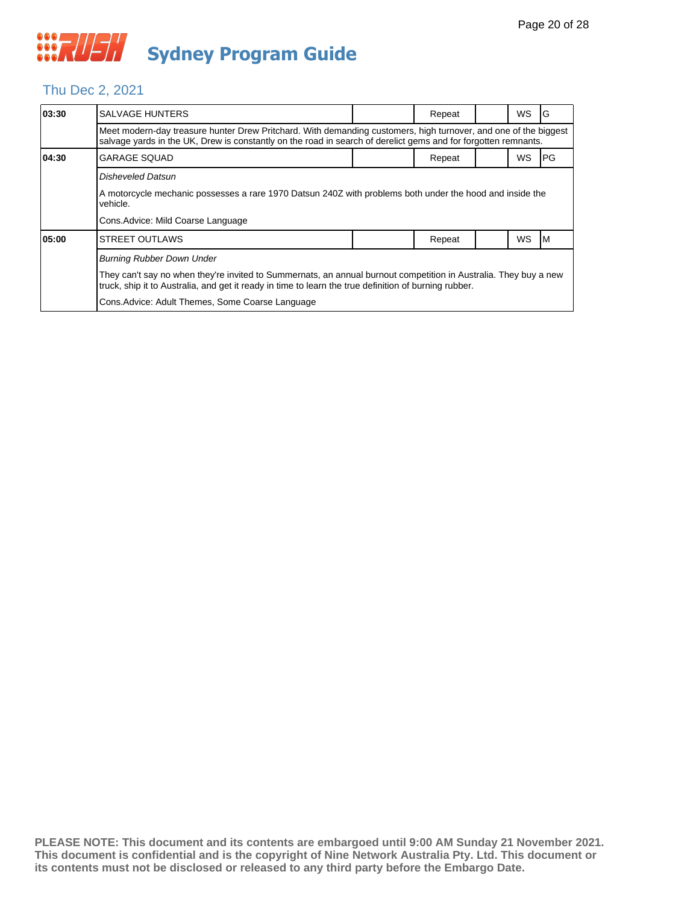# Sydney Program Guide

## Thu Dec 2, 2021

| Time | Program | | Repeat | | WS | Rating |
|---|---|---|---|---|---|---|
| 03:30 | SALVAGE HUNTERS | | Repeat | | WS | G |
| | Meet modern-day treasure hunter Drew Pritchard. With demanding customers, high turnover, and one of the biggest salvage yards in the UK, Drew is constantly on the road in search of derelict gems and for forgotten remnants. | | | | | |
| 04:30 | GARAGE SQUAD | | Repeat | | WS | PG |
| | *Disheveled Datsun*<br><br>A motorcycle mechanic possesses a rare 1970 Datsun 240Z with problems both under the hood and inside the vehicle.<br><br>Cons.Advice: Mild Coarse Language | | | | | |
| 05:00 | STREET OUTLAWS | | Repeat | | WS | M |
| | *Burning Rubber Down Under*<br><br>They can't say no when they're invited to Summernats, an annual burnout competition in Australia. They buy a new truck, ship it to Australia, and get it ready in time to learn the true definition of burning rubber.<br><br>Cons.Advice: Adult Themes, Some Coarse Language | | | | | |

**PLEASE NOTE: This document and its contents are embargoed until 9:00 AM Sunday 21 November 2021. This document is confidential and is the copyright of Nine Network Australia Pty. Ltd. This document or its contents must not be disclosed or released to any third party before the Embargo Date.**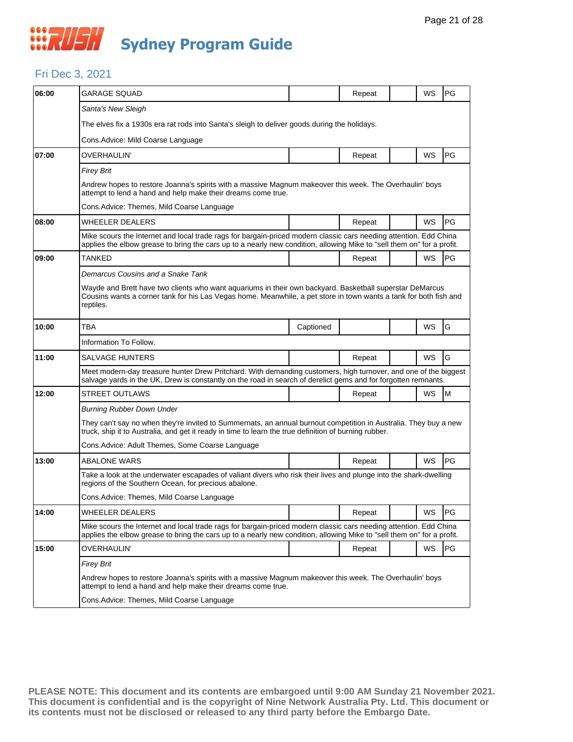# Sydney Program Guide

## Fri Dec 3, 2021

| Time | Program | Captioned | Repeat | | WS | Rating |
|---|---|---|---|---|---|---|
| 06:00 | GARAGE SQUAD | | Repeat | | WS | PG |
| | *Santa's New Sleigh* | | | | | |
| | The elves fix a 1930s era rat rods into Santa's sleigh to deliver goods during the holidays. | | | | | |
| | Cons.Advice: Mild Coarse Language | | | | | |
| 07:00 | OVERHAULIN' | | Repeat | | WS | PG |
| | *Firey Brit* | | | | | |
| | Andrew hopes to restore Joanna's spirits with a massive Magnum makeover this week. The Overhaulin' boys attempt to lend a hand and help make their dreams come true. | | | | | |
| | Cons.Advice: Themes, Mild Coarse Language | | | | | |
| 08:00 | WHEELER DEALERS | | Repeat | | WS | PG |
| | Mike scours the Internet and local trade rags for bargain-priced modern classic cars needing attention. Edd China applies the elbow grease to bring the cars up to a nearly new condition, allowing Mike to "sell them on" for a profit. | | | | | |
| 09:00 | TANKED | | Repeat | | WS | PG |
| | *Demarcus Cousins and a Snake Tank* | | | | | |
| | Wayde and Brett have two clients who want aquariums in their own backyard. Basketball superstar DeMarcus Cousins wants a corner tank for his Las Vegas home. Meanwhile, a pet store in town wants a tank for both fish and reptiles. | | | | | |
| 10:00 | TBA | Captioned | | | WS | G |
| | Information To Follow. | | | | | |
| 11:00 | SALVAGE HUNTERS | | Repeat | | WS | G |
| | Meet modern-day treasure hunter Drew Pritchard. With demanding customers, high turnover, and one of the biggest salvage yards in the UK, Drew is constantly on the road in search of derelict gems and for forgotten remnants. | | | | | |
| 12:00 | STREET OUTLAWS | | Repeat | | WS | M |
| | *Burning Rubber Down Under* | | | | | |
| | They can't say no when they're invited to Summernats, an annual burnout competition in Australia. They buy a new truck, ship it to Australia, and get it ready in time to learn the true definition of burning rubber. | | | | | |
| | Cons.Advice: Adult Themes, Some Coarse Language | | | | | |
| 13:00 | ABALONE WARS | | Repeat | | WS | PG |
| | Take a look at the underwater escapades of valiant divers who risk their lives and plunge into the shark-dwelling regions of the Southern Ocean, for precious abalone. | | | | | |
| | Cons.Advice: Themes, Mild Coarse Language | | | | | |
| 14:00 | WHEELER DEALERS | | Repeat | | WS | PG |
| | Mike scours the Internet and local trade rags for bargain-priced modern classic cars needing attention. Edd China applies the elbow grease to bring the cars up to a nearly new condition, allowing Mike to "sell them on" for a profit. | | | | | |
| 15:00 | OVERHAULIN' | | Repeat | | WS | PG |
| | *Firey Brit* | | | | | |
| | Andrew hopes to restore Joanna's spirits with a massive Magnum makeover this week. The Overhaulin' boys attempt to lend a hand and help make their dreams come true. | | | | | |
| | Cons.Advice: Themes, Mild Coarse Language | | | | | |

**PLEASE NOTE: This document and its contents are embargoed until 9:00 AM Sunday 21 November 2021. This document is confidential and is the copyright of Nine Network Australia Pty. Ltd. This document or its contents must not be disclosed or released to any third party before the Embargo Date.**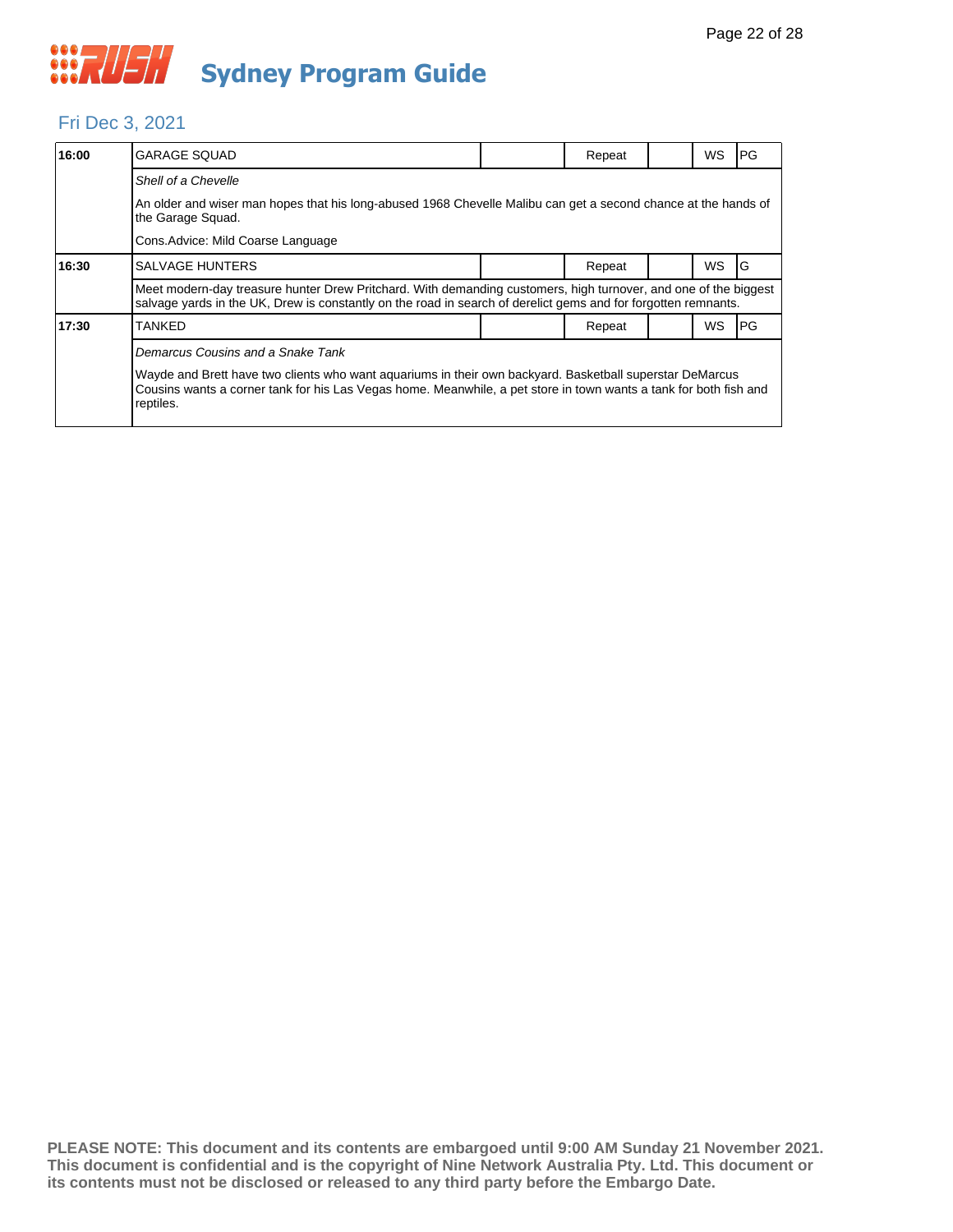# Sydney Program Guide

## Fri Dec 3, 2021

| | | | | | | |
|---|---|---|---|---|---|---|
| **16:00** | GARAGE SQUAD | | Repeat | | WS | PG |
| | *Shell of a Chevelle*<br><br>An older and wiser man hopes that his long-abused 1968 Chevelle Malibu can get a second chance at the hands of the Garage Squad.<br><br>Cons.Advice: Mild Coarse Language | | | | | |
| **16:30** | SALVAGE HUNTERS | | Repeat | | WS | G |
| | Meet modern-day treasure hunter Drew Pritchard. With demanding customers, high turnover, and one of the biggest salvage yards in the UK, Drew is constantly on the road in search of derelict gems and for forgotten remnants. | | | | | |
| **17:30** | TANKED | | Repeat | | WS | PG |
| | *Demarcus Cousins and a Snake Tank*<br><br>Wayde and Brett have two clients who want aquariums in their own backyard. Basketball superstar DeMarcus Cousins wants a corner tank for his Las Vegas home. Meanwhile, a pet store in town wants a tank for both fish and reptiles. | | | | | |

**PLEASE NOTE: This document and its contents are embargoed until 9:00 AM Sunday 21 November 2021. This document is confidential and is the copyright of Nine Network Australia Pty. Ltd. This document or its contents must not be disclosed or released to any third party before the Embargo Date.**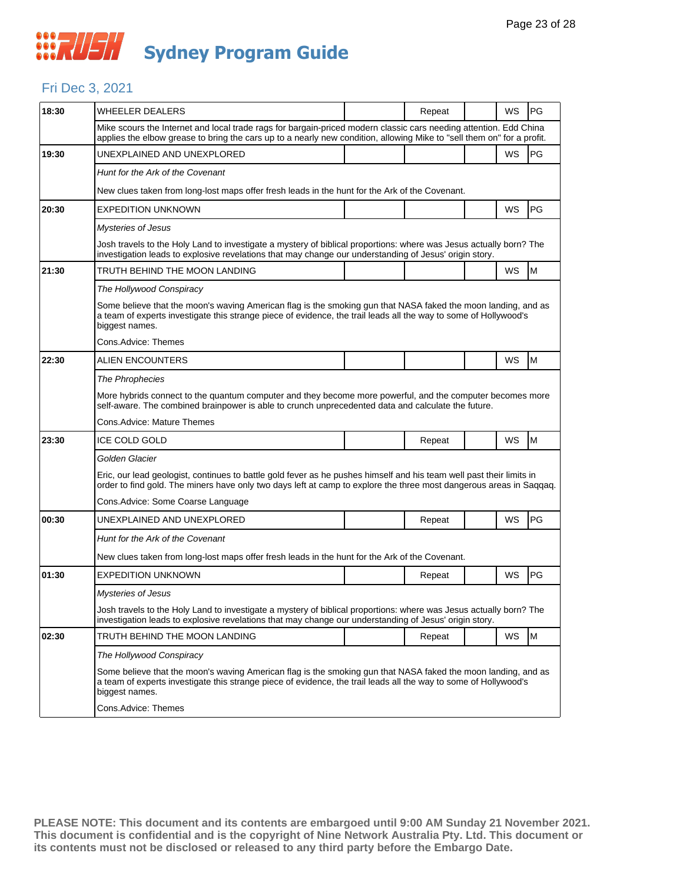# RUSH Sydney Program Guide

## Fri Dec 3, 2021

| Time | Program | | Repeat | | WS | Rating |
|---|---|---|---|---|---|---|
| 18:30 | WHEELER DEALERS | | Repeat | | WS | PG |
| | Mike scours the Internet and local trade rags for bargain-priced modern classic cars needing attention. Edd China applies the elbow grease to bring the cars up to a nearly new condition, allowing Mike to "sell them on" for a profit. | | | | | |
| 19:30 | UNEXPLAINED AND UNEXPLORED | | | | WS | PG |
| | *Hunt for the Ark of the Covenant*<br><br>New clues taken from long-lost maps offer fresh leads in the hunt for the Ark of the Covenant. | | | | | |
| 20:30 | EXPEDITION UNKNOWN | | | | WS | PG |
| | *Mysteries of Jesus*<br><br>Josh travels to the Holy Land to investigate a mystery of biblical proportions: where was Jesus actually born? The investigation leads to explosive revelations that may change our understanding of Jesus' origin story. | | | | | |
| 21:30 | TRUTH BEHIND THE MOON LANDING | | | | WS | M |
| | *The Hollywood Conspiracy*<br><br>Some believe that the moon's waving American flag is the smoking gun that NASA faked the moon landing, and as a team of experts investigate this strange piece of evidence, the trail leads all the way to some of Hollywood's biggest names.<br><br>Cons.Advice: Themes | | | | | |
| 22:30 | ALIEN ENCOUNTERS | | | | WS | M |
| | *The Phrophecies*<br><br>More hybrids connect to the quantum computer and they become more powerful, and the computer becomes more self-aware. The combined brainpower is able to crunch unprecedented data and calculate the future.<br><br>Cons.Advice: Mature Themes | | | | | |
| 23:30 | ICE COLD GOLD | | Repeat | | WS | M |
| | *Golden Glacier*<br><br>Eric, our lead geologist, continues to battle gold fever as he pushes himself and his team well past their limits in order to find gold. The miners have only two days left at camp to explore the three most dangerous areas in Saqqaq.<br><br>Cons.Advice: Some Coarse Language | | | | | |
| 00:30 | UNEXPLAINED AND UNEXPLORED | | Repeat | | WS | PG |
| | *Hunt for the Ark of the Covenant*<br><br>New clues taken from long-lost maps offer fresh leads in the hunt for the Ark of the Covenant. | | | | | |
| 01:30 | EXPEDITION UNKNOWN | | Repeat | | WS | PG |
| | *Mysteries of Jesus*<br><br>Josh travels to the Holy Land to investigate a mystery of biblical proportions: where was Jesus actually born? The investigation leads to explosive revelations that may change our understanding of Jesus' origin story. | | | | | |
| 02:30 | TRUTH BEHIND THE MOON LANDING | | Repeat | | WS | M |
| | *The Hollywood Conspiracy*<br><br>Some believe that the moon's waving American flag is the smoking gun that NASA faked the moon landing, and as a team of experts investigate this strange piece of evidence, the trail leads all the way to some of Hollywood's biggest names.<br><br>Cons.Advice: Themes | | | | | |

**PLEASE NOTE: This document and its contents are embargoed until 9:00 AM Sunday 21 November 2021. This document is confidential and is the copyright of Nine Network Australia Pty. Ltd. This document or its contents must not be disclosed or released to any third party before the Embargo Date.**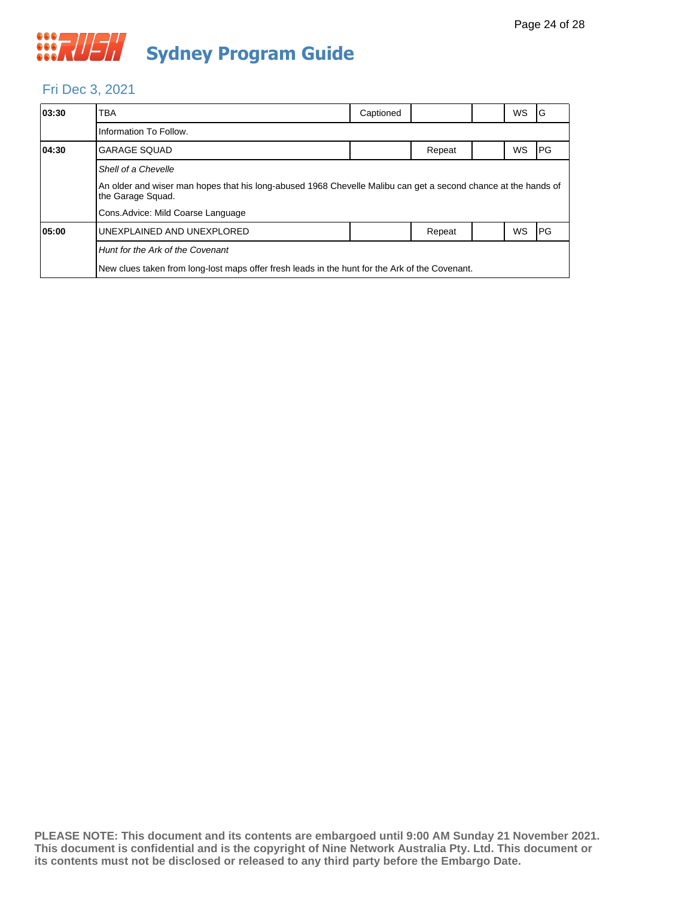# Sydney Program Guide

## Fri Dec 3, 2021

| Time | Program | | | | | |
|---|---|---|---|---|---|---|
| **03:30** | TBA | Captioned | | | WS | G |
| | Information To Follow. | | | | | |
| **04:30** | GARAGE SQUAD | | Repeat | | WS | PG |
| | *Shell of a Chevelle*<br>An older and wiser man hopes that his long-abused 1968 Chevelle Malibu can get a second chance at the hands of the Garage Squad.<br>Cons.Advice: Mild Coarse Language | | | | | |
| **05:00** | UNEXPLAINED AND UNEXPLORED | | Repeat | | WS | PG |
| | *Hunt for the Ark of the Covenant*<br>New clues taken from long-lost maps offer fresh leads in the hunt for the Ark of the Covenant. | | | | | |

**PLEASE NOTE: This document and its contents are embargoed until 9:00 AM Sunday 21 November 2021. This document is confidential and is the copyright of Nine Network Australia Pty. Ltd. This document or its contents must not be disclosed or released to any third party before the Embargo Date.**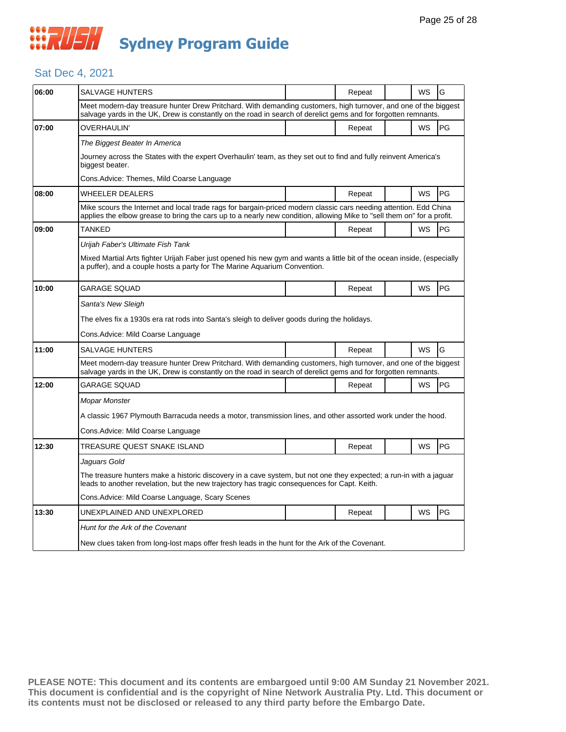# RUSH Sydney Program Guide

## Sat Dec 4, 2021

| Time | Program | | Status | | Format | Rating |
|---|---|---|---|---|---|---|
| 06:00 | SALVAGE HUNTERS | | Repeat | | WS | G |
| | Meet modern-day treasure hunter Drew Pritchard. With demanding customers, high turnover, and one of the biggest salvage yards in the UK, Drew is constantly on the road in search of derelict gems and for forgotten remnants. | | | | | |
| 07:00 | OVERHAULIN' | | Repeat | | WS | PG |
| | *The Biggest Beater In America*<br><br>Journey across the States with the expert Overhaulin' team, as they set out to find and fully reinvent America's biggest beater.<br><br>Cons.Advice: Themes, Mild Coarse Language | | | | | |
| 08:00 | WHEELER DEALERS | | Repeat | | WS | PG |
| | Mike scours the Internet and local trade rags for bargain-priced modern classic cars needing attention. Edd China applies the elbow grease to bring the cars up to a nearly new condition, allowing Mike to "sell them on" for a profit. | | | | | |
| 09:00 | TANKED | | Repeat | | WS | PG |
| | *Urijah Faber's Ultimate Fish Tank*<br><br>Mixed Martial Arts fighter Urijah Faber just opened his new gym and wants a little bit of the ocean inside, (especially a puffer), and a couple hosts a party for The Marine Aquarium Convention. | | | | | |
| 10:00 | GARAGE SQUAD | | Repeat | | WS | PG |
| | *Santa's New Sleigh*<br><br>The elves fix a 1930s era rat rods into Santa's sleigh to deliver goods during the holidays.<br><br>Cons.Advice: Mild Coarse Language | | | | | |
| 11:00 | SALVAGE HUNTERS | | Repeat | | WS | G |
| | Meet modern-day treasure hunter Drew Pritchard. With demanding customers, high turnover, and one of the biggest salvage yards in the UK, Drew is constantly on the road in search of derelict gems and for forgotten remnants. | | | | | |
| 12:00 | GARAGE SQUAD | | Repeat | | WS | PG |
| | *Mopar Monster*<br><br>A classic 1967 Plymouth Barracuda needs a motor, transmission lines, and other assorted work under the hood.<br><br>Cons.Advice: Mild Coarse Language | | | | | |
| 12:30 | TREASURE QUEST SNAKE ISLAND | | Repeat | | WS | PG |
| | *Jaguars Gold*<br><br>The treasure hunters make a historic discovery in a cave system, but not one they expected; a run-in with a jaguar leads to another revelation, but the new trajectory has tragic consequences for Capt. Keith.<br><br>Cons.Advice: Mild Coarse Language, Scary Scenes | | | | | |
| 13:30 | UNEXPLAINED AND UNEXPLORED | | Repeat | | WS | PG |
| | *Hunt for the Ark of the Covenant*<br><br>New clues taken from long-lost maps offer fresh leads in the hunt for the Ark of the Covenant. | | | | | |

**PLEASE NOTE: This document and its contents are embargoed until 9:00 AM Sunday 21 November 2021. This document is confidential and is the copyright of Nine Network Australia Pty. Ltd. This document or its contents must not be disclosed or released to any third party before the Embargo Date.**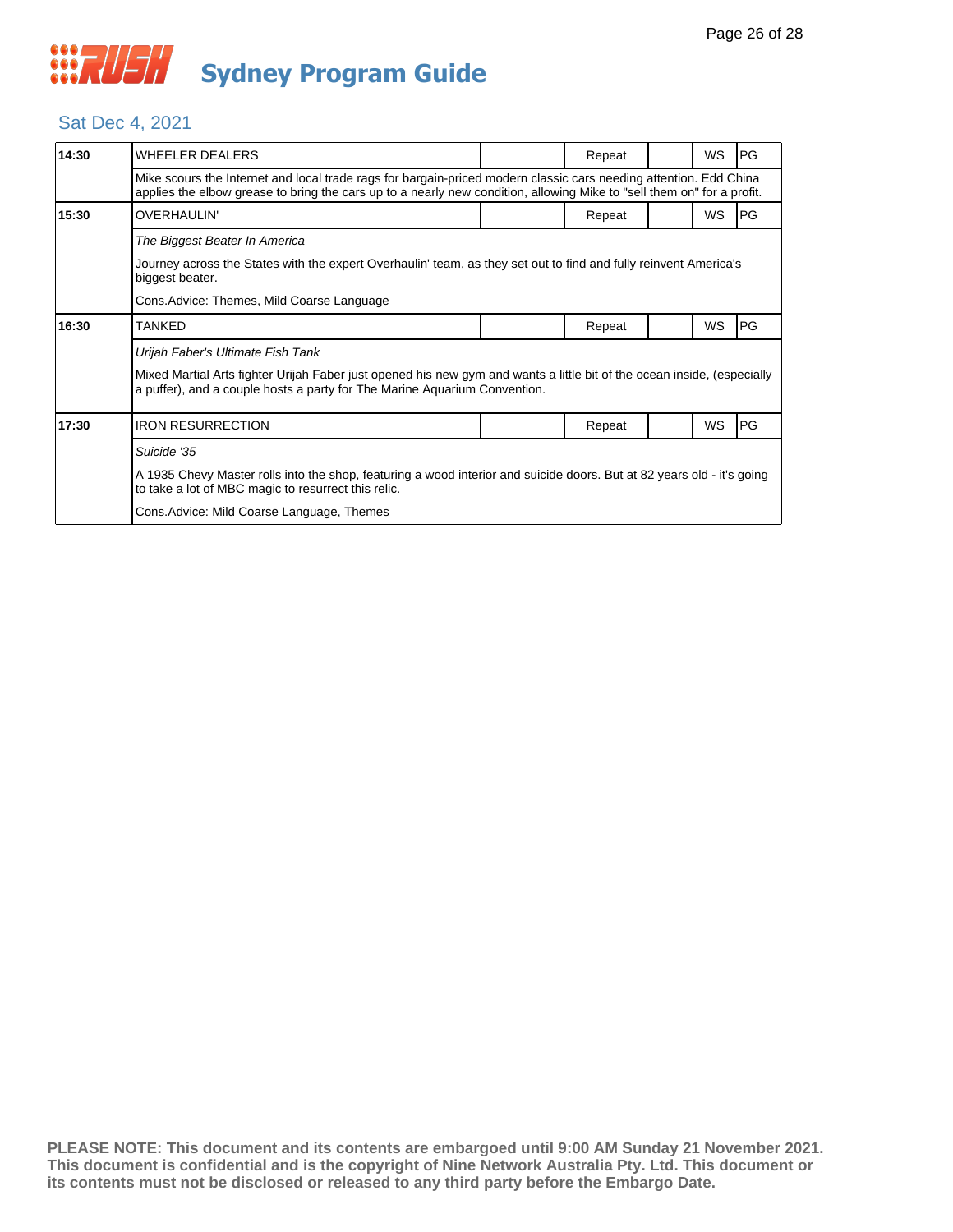# Sydney Program Guide

## Sat Dec 4, 2021

| Time | Program | | Status | | Format | Rating |
|---|---|---|---|---|---|---|
| 14:30 | WHEELER DEALERS | | Repeat | | WS | PG |
| | Mike scours the Internet and local trade rags for bargain-priced modern classic cars needing attention. Edd China applies the elbow grease to bring the cars up to a nearly new condition, allowing Mike to "sell them on" for a profit. | | | | | |
| 15:30 | OVERHAULIN' | | Repeat | | WS | PG |
| | *The Biggest Beater In America*<br><br>Journey across the States with the expert Overhaulin' team, as they set out to find and fully reinvent America's biggest beater.<br><br>Cons.Advice: Themes, Mild Coarse Language | | | | | |
| 16:30 | TANKED | | Repeat | | WS | PG |
| | *Urijah Faber's Ultimate Fish Tank*<br><br>Mixed Martial Arts fighter Urijah Faber just opened his new gym and wants a little bit of the ocean inside, (especially a puffer), and a couple hosts a party for The Marine Aquarium Convention. | | | | | |
| 17:30 | IRON RESURRECTION | | Repeat | | WS | PG |
| | *Suicide '35*<br><br>A 1935 Chevy Master rolls into the shop, featuring a wood interior and suicide doors. But at 82 years old - it's going to take a lot of MBC magic to resurrect this relic.<br><br>Cons.Advice: Mild Coarse Language, Themes | | | | | |

**PLEASE NOTE: This document and its contents are embargoed until 9:00 AM Sunday 21 November 2021. This document is confidential and is the copyright of Nine Network Australia Pty. Ltd. This document or its contents must not be disclosed or released to any third party before the Embargo Date.**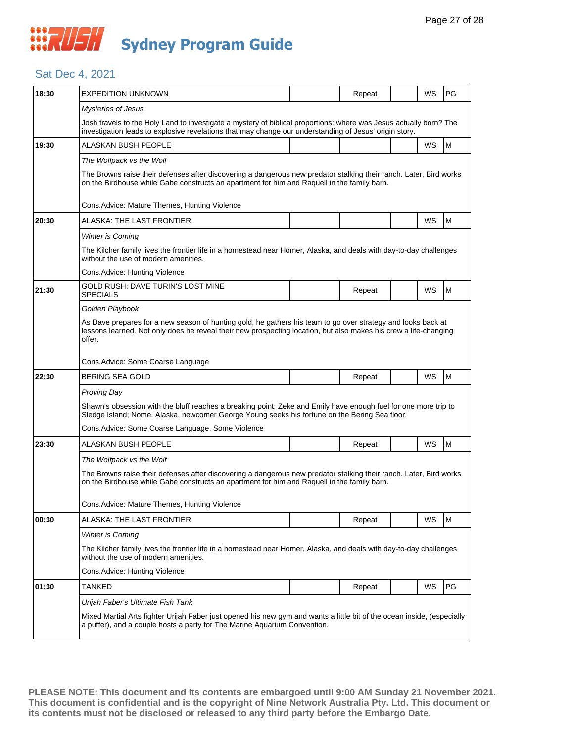# Sydney Program Guide

## Sat Dec 4, 2021

| Time | Program | | Repeat | | WS | Rating |
|---|---|---|---|---|---|---|
| 18:30 | EXPEDITION UNKNOWN | | Repeat | | WS | PG |
| | *Mysteries of Jesus*<br>Josh travels to the Holy Land to investigate a mystery of biblical proportions: where was Jesus actually born? The investigation leads to explosive revelations that may change our understanding of Jesus' origin story. | | | | | |
| 19:30 | ALASKAN BUSH PEOPLE | | | | WS | M |
| | *The Wolfpack vs the Wolf*<br>The Browns raise their defenses after discovering a dangerous new predator stalking their ranch. Later, Bird works on the Birdhouse while Gabe constructs an apartment for him and Raquell in the family barn.<br>Cons.Advice: Mature Themes, Hunting Violence | | | | | |
| 20:30 | ALASKA: THE LAST FRONTIER | | | | WS | M |
| | *Winter is Coming*<br>The Kilcher family lives the frontier life in a homestead near Homer, Alaska, and deals with day-to-day challenges without the use of modern amenities.<br>Cons.Advice: Hunting Violence | | | | | |
| 21:30 | GOLD RUSH: DAVE TURIN'S LOST MINE SPECIALS | | Repeat | | WS | M |
| | *Golden Playbook*<br>As Dave prepares for a new season of hunting gold, he gathers his team to go over strategy and looks back at lessons learned. Not only does he reveal their new prospecting location, but also makes his crew a life-changing offer.<br>Cons.Advice: Some Coarse Language | | | | | |
| 22:30 | BERING SEA GOLD | | Repeat | | WS | M |
| | *Proving Day*<br>Shawn's obsession with the bluff reaches a breaking point; Zeke and Emily have enough fuel for one more trip to Sledge Island; Nome, Alaska, newcomer George Young seeks his fortune on the Bering Sea floor.<br>Cons.Advice: Some Coarse Language, Some Violence | | | | | |
| 23:30 | ALASKAN BUSH PEOPLE | | Repeat | | WS | M |
| | *The Wolfpack vs the Wolf*<br>The Browns raise their defenses after discovering a dangerous new predator stalking their ranch. Later, Bird works on the Birdhouse while Gabe constructs an apartment for him and Raquell in the family barn.<br>Cons.Advice: Mature Themes, Hunting Violence | | | | | |
| 00:30 | ALASKA: THE LAST FRONTIER | | Repeat | | WS | M |
| | *Winter is Coming*<br>The Kilcher family lives the frontier life in a homestead near Homer, Alaska, and deals with day-to-day challenges without the use of modern amenities.<br>Cons.Advice: Hunting Violence | | | | | |
| 01:30 | TANKED | | Repeat | | WS | PG |
| | *Urijah Faber's Ultimate Fish Tank*<br>Mixed Martial Arts fighter Urijah Faber just opened his new gym and wants a little bit of the ocean inside, (especially a puffer), and a couple hosts a party for The Marine Aquarium Convention. | | | | | |

**PLEASE NOTE: This document and its contents are embargoed until 9:00 AM Sunday 21 November 2021. This document is confidential and is the copyright of Nine Network Australia Pty. Ltd. This document or its contents must not be disclosed or released to any third party before the Embargo Date.**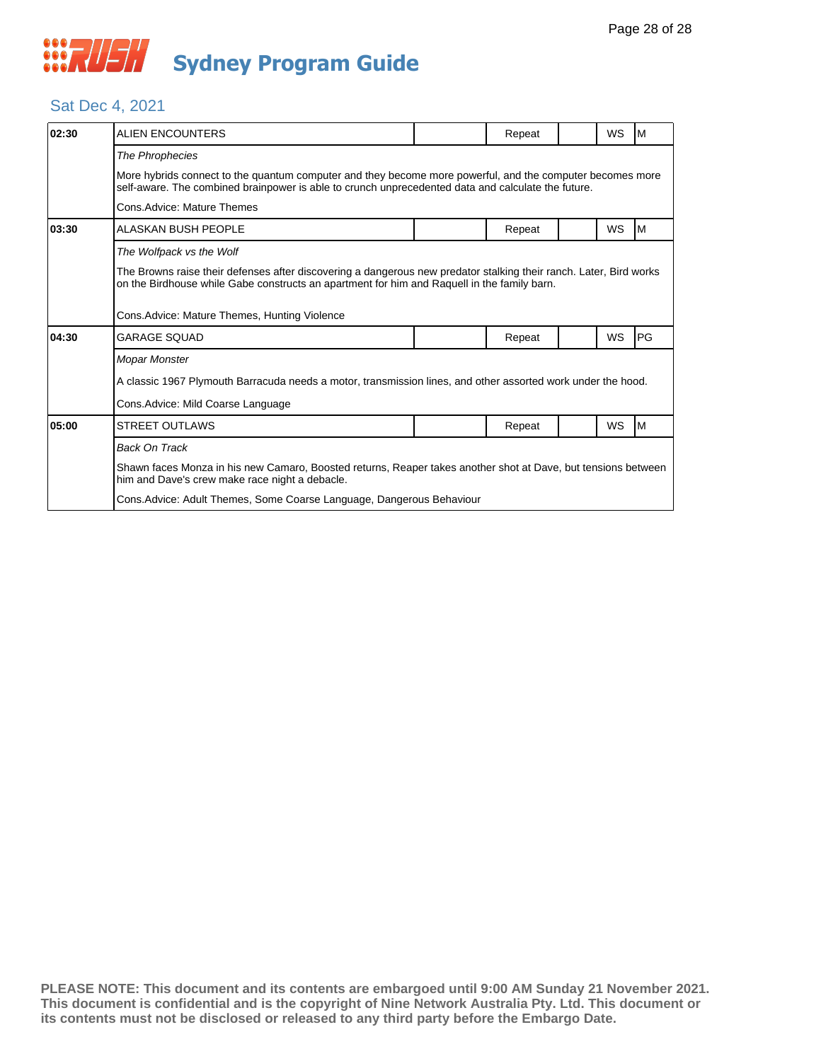# RUSH Sydney Program Guide

## Sat Dec 4, 2021

| | | | | | | |
|---|---|---|---|---|---|---|
| **02:30** | ALIEN ENCOUNTERS | | Repeat | | WS | M |
| | *The Phrophecies* | | | | | |
| | More hybrids connect to the quantum computer and they become more powerful, and the computer becomes more self-aware. The combined brainpower is able to crunch unprecedented data and calculate the future. | | | | | |
| | Cons.Advice: Mature Themes | | | | | |
| **03:30** | ALASKAN BUSH PEOPLE | | Repeat | | WS | M |
| | *The Wolfpack vs the Wolf* | | | | | |
| | The Browns raise their defenses after discovering a dangerous new predator stalking their ranch. Later, Bird works on the Birdhouse while Gabe constructs an apartment for him and Raquell in the family barn. | | | | | |
| | Cons.Advice: Mature Themes, Hunting Violence | | | | | |
| **04:30** | GARAGE SQUAD | | Repeat | | WS | PG |
| | *Mopar Monster* | | | | | |
| | A classic 1967 Plymouth Barracuda needs a motor, transmission lines, and other assorted work under the hood. | | | | | |
| | Cons.Advice: Mild Coarse Language | | | | | |
| **05:00** | STREET OUTLAWS | | Repeat | | WS | M |
| | *Back On Track* | | | | | |
| | Shawn faces Monza in his new Camaro, Boosted returns, Reaper takes another shot at Dave, but tensions between him and Dave's crew make race night a debacle. | | | | | |
| | Cons.Advice: Adult Themes, Some Coarse Language, Dangerous Behaviour | | | | | |

**PLEASE NOTE: This document and its contents are embargoed until 9:00 AM Sunday 21 November 2021. This document is confidential and is the copyright of Nine Network Australia Pty. Ltd. This document or its contents must not be disclosed or released to any third party before the Embargo Date.**